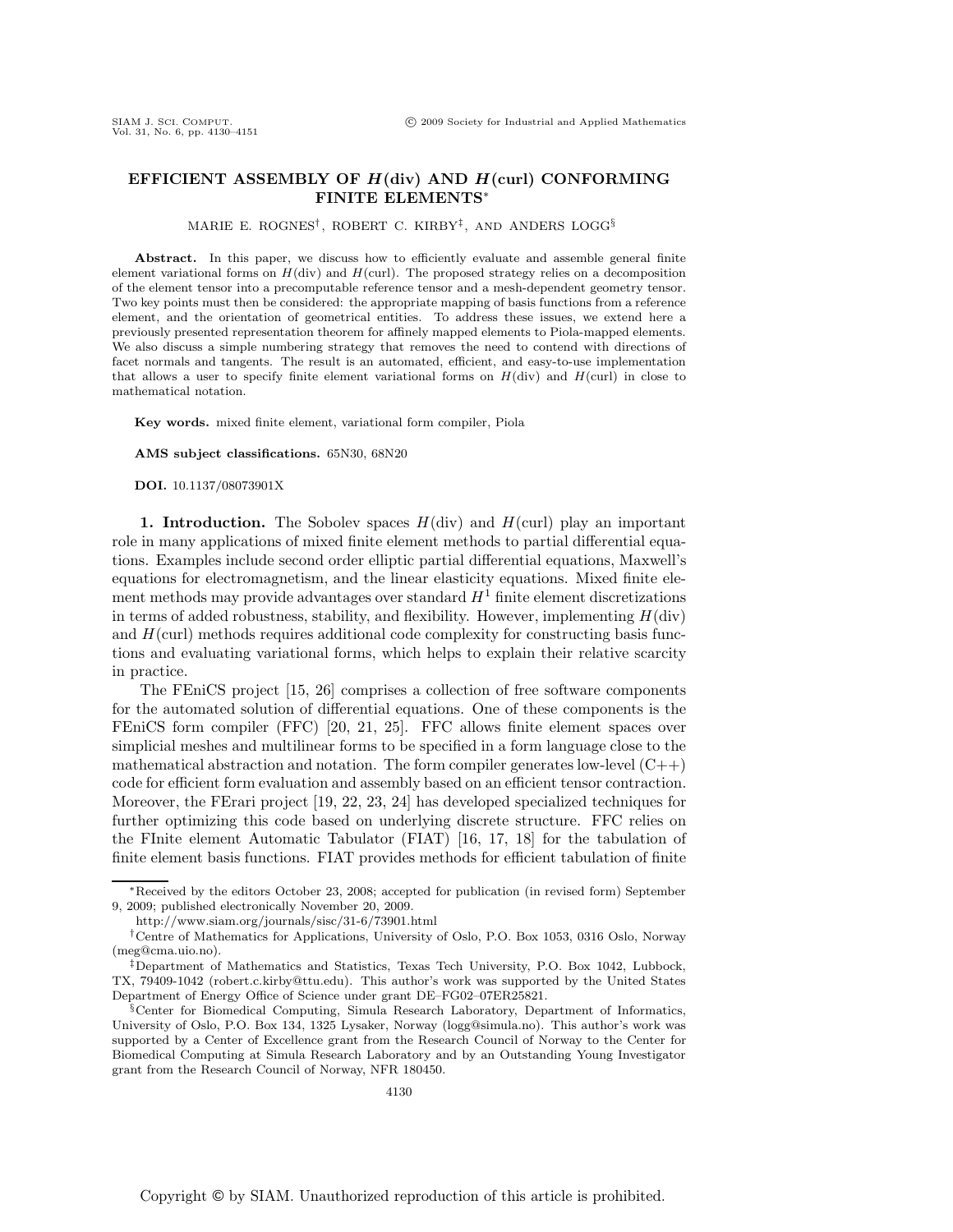# EFFICIENT ASSEMBLY OF $H(\text{div})$ AND $H(\text{curl})$ CONFORMING FINITE ELEMENTS*

MARIE E. ROGNES†, ROBERT C. KIRBY‡, AND ANDERS LOGG§

**Abstract.** In this paper, we discuss how to efficiently evaluate and assemble general finite element variational forms on $H(\text{div})$ and $H(\text{curl})$. The proposed strategy relies on a decomposition of the element tensor into a precomputable reference tensor and a mesh-dependent geometry tensor. Two key points must then be considered: the appropriate mapping of basis functions from a reference element, and the orientation of geometrical entities. To address these issues, we extend here a previously presented representation theorem for affinely mapped elements to Piola-mapped elements. We also discuss a simple numbering strategy that removes the need to contend with directions of facet normals and tangents. The result is an automated, efficient, and easy-to-use implementation that allows a user to specify finite element variational forms on $H(\text{div})$ and $H(\text{curl})$ in close to mathematical notation.

**Key words.** mixed finite element, variational form compiler, Piola

**AMS subject classifications.** 65N30, 68N20

**DOI.** 10.1137/08073901X

## 1. Introduction.

The Sobolev spaces $H(\text{div})$ and $H(\text{curl})$ play an important role in many applications of mixed finite element methods to partial differential equations. Examples include second order elliptic partial differential equations, Maxwell's equations for electromagnetism, and the linear elasticity equations. Mixed finite element methods may provide advantages over standard $H^1$ finite element discretizations in terms of added robustness, stability, and flexibility. However, implementing $H(\text{div})$ and $H(\text{curl})$ methods requires additional code complexity for constructing basis functions and evaluating variational forms, which helps to explain their relative scarcity in practice.

The FEniCS project [15, 26] comprises a collection of free software components for the automated solution of differential equations. One of these components is the FEniCS form compiler (FFC) [20, 21, 25]. FFC allows finite element spaces over simplicial meshes and multilinear forms to be specified in a form language close to the mathematical abstraction and notation. The form compiler generates low-level (C++) code for efficient form evaluation and assembly based on an efficient tensor contraction. Moreover, the FErari project [19, 22, 23, 24] has developed specialized techniques for further optimizing this code based on underlying discrete structure. FFC relies on the FInite element Automatic Tabulator (FIAT) [16, 17, 18] for the tabulation of finite element basis functions. FIAT provides methods for efficient tabulation of finite

---

*Received by the editors October 23, 2008; accepted for publication (in revised form) September 9, 2009; published electronically November 20, 2009.

http://www.siam.org/journals/sisc/31-6/73901.html

†Centre of Mathematics for Applications, University of Oslo, P.O. Box 1053, 0316 Oslo, Norway (meg@cma.uio.no).

‡Department of Mathematics and Statistics, Texas Tech University, P.O. Box 1042, Lubbock, TX, 79409-1042 (robert.c.kirby@ttu.edu). This author's work was supported by the United States Department of Energy Office of Science under grant DE–FG02–07ER25821.

§Center for Biomedical Computing, Simula Research Laboratory, Department of Informatics, University of Oslo, P.O. Box 134, 1325 Lysaker, Norway (logg@simula.no). This author's work was supported by a Center of Excellence grant from the Research Council of Norway to the Center for Biomedical Computing at Simula Research Laboratory and by an Outstanding Young Investigator grant from the Research Council of Norway, NFR 180450.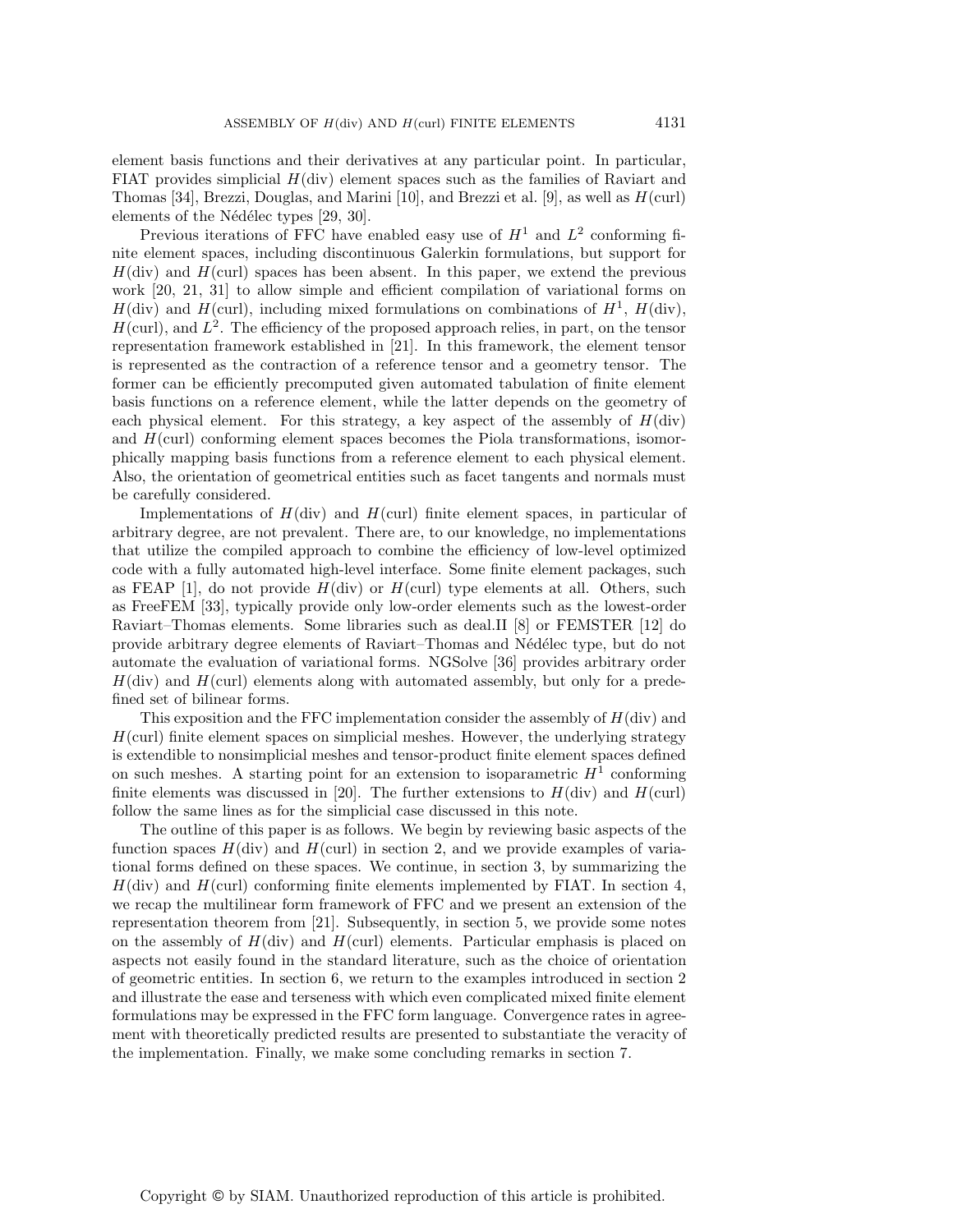element basis functions and their derivatives at any particular point. In particular, FIAT provides simplicial $H(\text{div})$ element spaces such as the families of Raviart and Thomas [34], Brezzi, Douglas, and Marini [10], and Brezzi et al. [9], as well as $H(\text{curl})$ elements of the Nédélec types [29, 30].

Previous iterations of FFC have enabled easy use of $H^1$ and $L^2$ conforming finite element spaces, including discontinuous Galerkin formulations, but support for $H(\text{div})$ and $H(\text{curl})$ spaces has been absent. In this paper, we extend the previous work [20, 21, 31] to allow simple and efficient compilation of variational forms on $H(\text{div})$ and $H(\text{curl})$, including mixed formulations on combinations of $H^1$, $H(\text{div})$, $H(\text{curl})$, and $L^2$. The efficiency of the proposed approach relies, in part, on the tensor representation framework established in [21]. In this framework, the element tensor is represented as the contraction of a reference tensor and a geometry tensor. The former can be efficiently precomputed given automated tabulation of finite element basis functions on a reference element, while the latter depends on the geometry of each physical element. For this strategy, a key aspect of the assembly of $H(\text{div})$ and $H(\text{curl})$ conforming element spaces becomes the Piola transformations, isomorphically mapping basis functions from a reference element to each physical element. Also, the orientation of geometrical entities such as facet tangents and normals must be carefully considered.

Implementations of $H(\text{div})$ and $H(\text{curl})$ finite element spaces, in particular of arbitrary degree, are not prevalent. There are, to our knowledge, no implementations that utilize the compiled approach to combine the efficiency of low-level optimized code with a fully automated high-level interface. Some finite element packages, such as FEAP [1], do not provide $H(\text{div})$ or $H(\text{curl})$ type elements at all. Others, such as FreeFEM [33], typically provide only low-order elements such as the lowest-order Raviart–Thomas elements. Some libraries such as deal.II [8] or FEMSTER [12] do provide arbitrary degree elements of Raviart–Thomas and Nédélec type, but do not automate the evaluation of variational forms. NGSolve [36] provides arbitrary order $H(\text{div})$ and $H(\text{curl})$ elements along with automated assembly, but only for a predefined set of bilinear forms.

This exposition and the FFC implementation consider the assembly of $H(\text{div})$ and $H(\text{curl})$ finite element spaces on simplicial meshes. However, the underlying strategy is extendible to nonsimplicial meshes and tensor-product finite element spaces defined on such meshes. A starting point for an extension to isoparametric $H^1$ conforming finite elements was discussed in [20]. The further extensions to $H(\text{div})$ and $H(\text{curl})$ follow the same lines as for the simplicial case discussed in this note.

The outline of this paper is as follows. We begin by reviewing basic aspects of the function spaces $H(\text{div})$ and $H(\text{curl})$ in section 2, and we provide examples of variational forms defined on these spaces. We continue, in section 3, by summarizing the $H(\text{div})$ and $H(\text{curl})$ conforming finite elements implemented by FIAT. In section 4, we recap the multilinear form framework of FFC and we present an extension of the representation theorem from [21]. Subsequently, in section 5, we provide some notes on the assembly of $H(\text{div})$ and $H(\text{curl})$ elements. Particular emphasis is placed on aspects not easily found in the standard literature, such as the choice of orientation of geometric entities. In section 6, we return to the examples introduced in section 2 and illustrate the ease and terseness with which even complicated mixed finite element formulations may be expressed in the FFC form language. Convergence rates in agreement with theoretically predicted results are presented to substantiate the veracity of the implementation. Finally, we make some concluding remarks in section 7.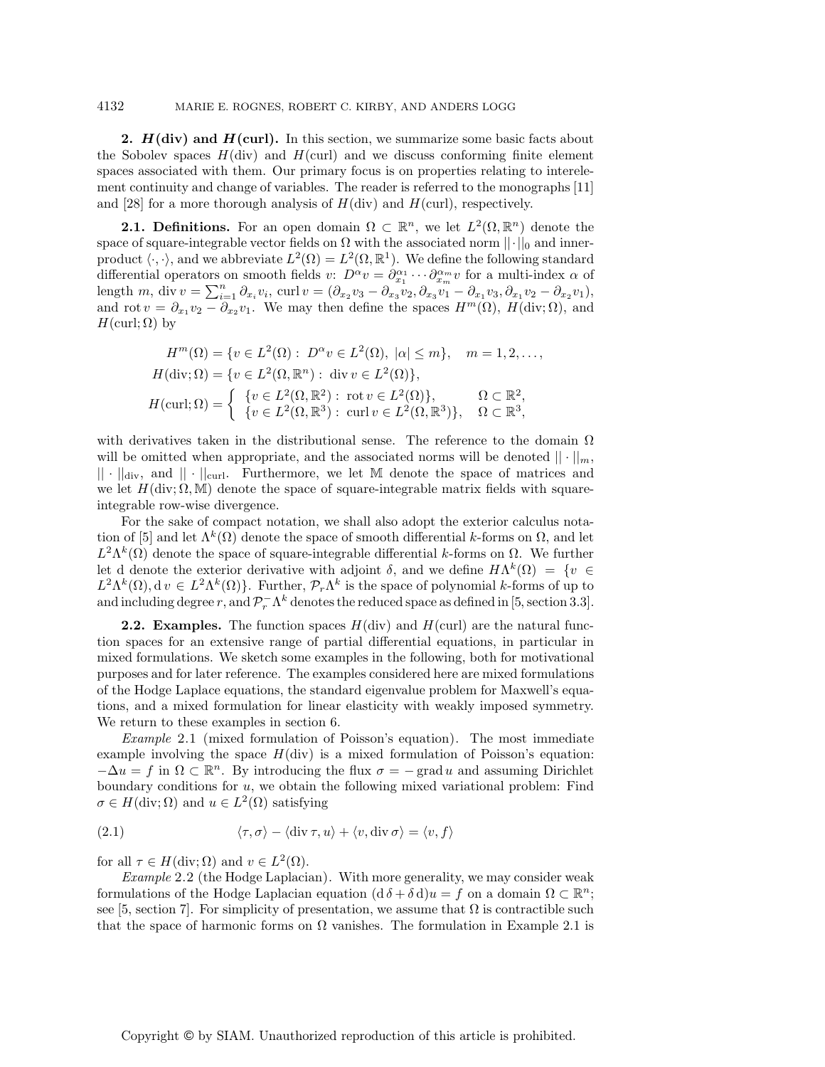## 2. $H(\text{div})$ and $H(\text{curl})$.

In this section, we summarize some basic facts about the Sobolev spaces $H(\text{div})$ and $H(\text{curl})$ and we discuss conforming finite element spaces associated with them. Our primary focus is on properties relating to interelement continuity and change of variables. The reader is referred to the monographs [11] and [28] for a more thorough analysis of $H(\text{div})$ and $H(\text{curl})$, respectively.

### 2.1. Definitions.

For an open domain $\Omega \subset \mathbb{R}^n$, we let $L^2(\Omega, \mathbb{R}^n)$ denote the space of square-integrable vector fields on $\Omega$ with the associated norm $||\cdot||_0$ and inner-product $\langle \cdot, \cdot \rangle$, and we abbreviate $L^2(\Omega) = L^2(\Omega, \mathbb{R}^1)$. We define the following standard differential operators on smooth fields $v$: $D^\alpha v = \partial_{x_1}^{\alpha_1} \cdots \partial_{x_m}^{\alpha_m} v$ for a multi-index $\alpha$ of length $m$, $\operatorname{div} v = \sum_{i=1}^n \partial_{x_i} v_i$, $\operatorname{curl} v = (\partial_{x_2} v_3 - \partial_{x_3} v_2, \partial_{x_3} v_1 - \partial_{x_1} v_3, \partial_{x_1} v_2 - \partial_{x_2} v_1)$, and $\operatorname{rot} v = \partial_{x_1} v_2 - \partial_{x_2} v_1$. We may then define the spaces $H^m(\Omega)$, $H(\text{div}; \Omega)$, and $H(\text{curl}; \Omega)$ by

$$
\begin{aligned}
H^m(\Omega) &= \{v \in L^2(\Omega) : \ D^\alpha v \in L^2(\Omega), \ |\alpha| \leq m\}, \quad m = 1, 2, \ldots, \\
H(\text{div}; \Omega) &= \{v \in L^2(\Omega, \mathbb{R}^n) : \ \operatorname{div} v \in L^2(\Omega)\}, \\
H(\text{curl}; \Omega) &= \begin{cases} \{v \in L^2(\Omega, \mathbb{R}^2) : \ \operatorname{rot} v \in L^2(\Omega)\}, & \Omega \subset \mathbb{R}^2, \\ \{v \in L^2(\Omega, \mathbb{R}^3) : \ \operatorname{curl} v \in L^2(\Omega, \mathbb{R}^3)\}, & \Omega \subset \mathbb{R}^3, \end{cases}
\end{aligned}
$$

with derivatives taken in the distributional sense. The reference to the domain $\Omega$ will be omitted when appropriate, and the associated norms will be denoted $||\cdot||_m$, $||\cdot||_{\text{div}}$, and $||\cdot||_{\text{curl}}$. Furthermore, we let $\mathbb{M}$ denote the space of matrices and we let $H(\text{div}; \Omega, \mathbb{M})$ denote the space of square-integrable matrix fields with square-integrable row-wise divergence.

For the sake of compact notation, we shall also adopt the exterior calculus notation of [5] and let $\Lambda^k(\Omega)$ denote the space of smooth differential $k$-forms on $\Omega$, and let $L^2\Lambda^k(\Omega)$ denote the space of square-integrable differential $k$-forms on $\Omega$. We further let $\mathrm{d}$ denote the exterior derivative with adjoint $\delta$, and we define $H\Lambda^k(\Omega) = \{v \in L^2\Lambda^k(\Omega), \mathrm{d}\, v \in L^2\Lambda^k(\Omega)\}$. Further, $\mathcal{P}_r\Lambda^k$ is the space of polynomial $k$-forms of up to and including degree $r$, and $\mathcal{P}_r^-\Lambda^k$ denotes the reduced space as defined in [5, section 3.3].

### 2.2. Examples.

The function spaces $H(\text{div})$ and $H(\text{curl})$ are the natural function spaces for an extensive range of partial differential equations, in particular in mixed formulations. We sketch some examples in the following, both for motivational purposes and for later reference. The examples considered here are mixed formulations of the Hodge Laplace equations, the standard eigenvalue problem for Maxwell's equations, and a mixed formulation for linear elasticity with weakly imposed symmetry. We return to these examples in section 6.

*Example* 2.1 (mixed formulation of Poisson's equation). The most immediate example involving the space $H(\text{div})$ is a mixed formulation of Poisson's equation: $-\Delta u = f$ in $\Omega \subset \mathbb{R}^n$. By introducing the flux $\sigma = -\operatorname{grad} u$ and assuming Dirichlet boundary conditions for $u$, we obtain the following mixed variational problem: Find $\sigma \in H(\text{div}; \Omega)$ and $u \in L^2(\Omega)$ satisfying

$$
\langle \tau, \sigma \rangle - \langle \operatorname{div} \tau, u \rangle + \langle v, \operatorname{div} \sigma \rangle = \langle v, f \rangle \tag{2.1}
$$

for all $\tau \in H(\text{div}; \Omega)$ and $v \in L^2(\Omega)$.

*Example* 2.2 (the Hodge Laplacian). With more generality, we may consider weak formulations of the Hodge Laplacian equation $(\mathrm{d}\,\delta + \delta\,\mathrm{d})u = f$ on a domain $\Omega \subset \mathbb{R}^n$; see [5, section 7]. For simplicity of presentation, we assume that $\Omega$ is contractible such that the space of harmonic forms on $\Omega$ vanishes. The formulation in Example 2.1 is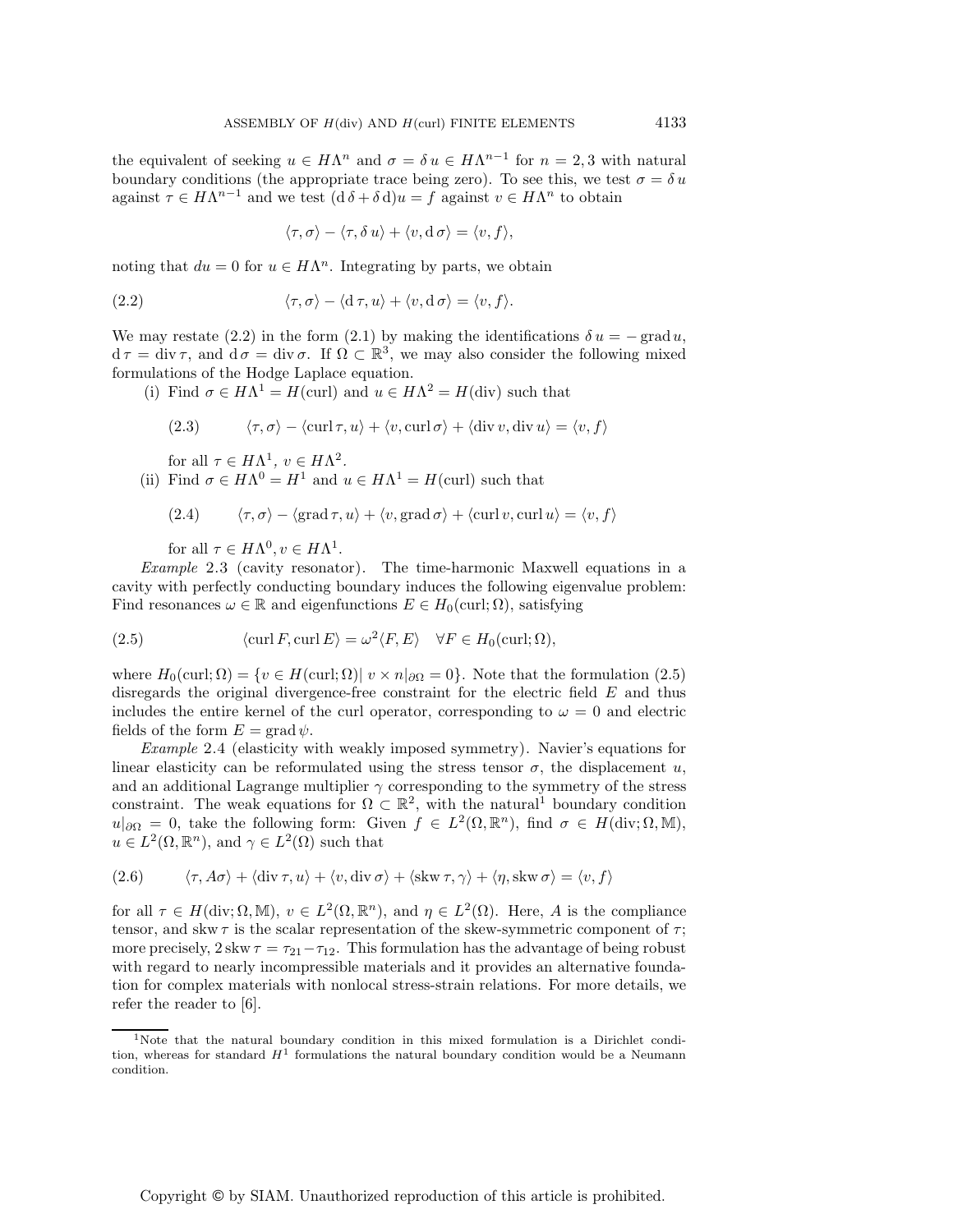the equivalent of seeking $u \in H\Lambda^n$ and $\sigma = \delta u \in H\Lambda^{n-1}$ for $n = 2, 3$ with natural boundary conditions (the appropriate trace being zero). To see this, we test $\sigma = \delta u$ against $\tau \in H\Lambda^{n-1}$ and we test $(\mathrm{d}\,\delta + \delta\,\mathrm{d})u = f$ against $v \in H\Lambda^n$ to obtain

$$\langle \tau, \sigma \rangle - \langle \tau, \delta\, u \rangle + \langle v, \mathrm{d}\, \sigma \rangle = \langle v, f \rangle,$$

noting that $du = 0$ for $u \in H\Lambda^n$. Integrating by parts, we obtain

$$\langle \tau, \sigma \rangle - \langle \mathrm{d}\, \tau, u \rangle + \langle v, \mathrm{d}\, \sigma \rangle = \langle v, f \rangle. \tag{2.2}$$

We may restate (2.2) in the form (2.1) by making the identifications $\delta\, u = -\operatorname{grad} u$, $\mathrm{d}\, \tau = \operatorname{div} \tau$, and $\mathrm{d}\, \sigma = \operatorname{div} \sigma$. If $\Omega \subset \mathbb{R}^3$, we may also consider the following mixed formulations of the Hodge Laplace equation.

(i) Find $\sigma \in H\Lambda^1 = H(\mathrm{curl})$ and $u \in H\Lambda^2 = H(\mathrm{div})$ such that

$$\langle \tau, \sigma \rangle - \langle \operatorname{curl} \tau, u \rangle + \langle v, \operatorname{curl} \sigma \rangle + \langle \operatorname{div} v, \operatorname{div} u \rangle = \langle v, f \rangle \tag{2.3}$$

for all $\tau \in H\Lambda^1$, $v \in H\Lambda^2$.

(ii) Find $\sigma \in H\Lambda^0 = H^1$ and $u \in H\Lambda^1 = H(\mathrm{curl})$ such that

$$\langle \tau, \sigma \rangle - \langle \operatorname{grad} \tau, u \rangle + \langle v, \operatorname{grad} \sigma \rangle + \langle \operatorname{curl} v, \operatorname{curl} u \rangle = \langle v, f \rangle \tag{2.4}$$

for all $\tau \in H\Lambda^0, v \in H\Lambda^1$.

*Example* 2.3 (cavity resonator). The time-harmonic Maxwell equations in a cavity with perfectly conducting boundary induces the following eigenvalue problem: Find resonances $\omega \in \mathbb{R}$ and eigenfunctions $E \in H_0(\mathrm{curl}; \Omega)$, satisfying

$$\langle \operatorname{curl} F, \operatorname{curl} E \rangle = \omega^2 \langle F, E \rangle \quad \forall F \in H_0(\mathrm{curl}; \Omega), \tag{2.5}$$

where $H_0(\mathrm{curl}; \Omega) = \{v \in H(\mathrm{curl}; \Omega) |\ v \times n|_{\partial\Omega} = 0\}$. Note that the formulation (2.5) disregards the original divergence-free constraint for the electric field $E$ and thus includes the entire kernel of the curl operator, corresponding to $\omega = 0$ and electric fields of the form $E = \operatorname{grad} \psi$.

*Example* 2.4 (elasticity with weakly imposed symmetry). Navier's equations for linear elasticity can be reformulated using the stress tensor $\sigma$, the displacement $u$, and an additional Lagrange multiplier $\gamma$ corresponding to the symmetry of the stress constraint. The weak equations for $\Omega \subset \mathbb{R}^2$, with the natural[1] boundary condition $u|_{\partial\Omega} = 0$, take the following form: Given $f \in L^2(\Omega, \mathbb{R}^n)$, find $\sigma \in H(\mathrm{div}; \Omega, \mathbb{M})$, $u \in L^2(\Omega, \mathbb{R}^n)$, and $\gamma \in L^2(\Omega)$ such that

$$\langle \tau, A\sigma \rangle + \langle \operatorname{div} \tau, u \rangle + \langle v, \operatorname{div} \sigma \rangle + \langle \operatorname{skw} \tau, \gamma \rangle + \langle \eta, \operatorname{skw} \sigma \rangle = \langle v, f \rangle \tag{2.6}$$

for all $\tau \in H(\mathrm{div}; \Omega, \mathbb{M})$, $v \in L^2(\Omega, \mathbb{R}^n)$, and $\eta \in L^2(\Omega)$. Here, $A$ is the compliance tensor, and $\operatorname{skw} \tau$ is the scalar representation of the skew-symmetric component of $\tau$; more precisely, $2 \operatorname{skw} \tau = \tau_{21} - \tau_{12}$. This formulation has the advantage of being robust with regard to nearly incompressible materials and it provides an alternative foundation for complex materials with nonlocal stress-strain relations. For more details, we refer the reader to [6].

[1] Note that the natural boundary condition in this mixed formulation is a Dirichlet condition, whereas for standard $H^1$ formulations the natural boundary condition would be a Neumann condition.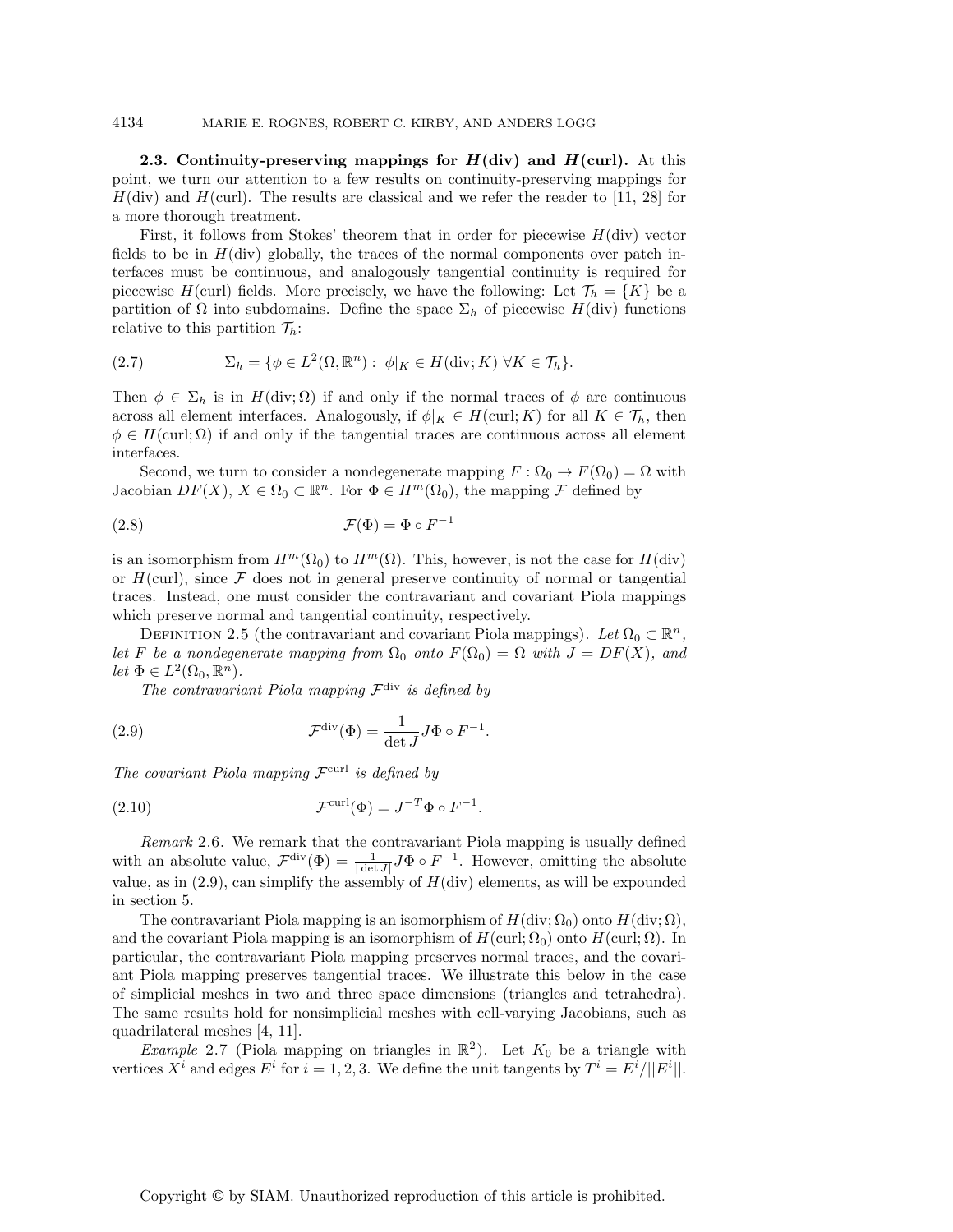### 2.3. Continuity-preserving mappings for $\boldsymbol{H}(\mathbf{div})$ and $\boldsymbol{H}(\mathbf{curl})$.

At this point, we turn our attention to a few results on continuity-preserving mappings for $H(\mathrm{div})$ and $H(\mathrm{curl})$. The results are classical and we refer the reader to [11, 28] for a more thorough treatment.

First, it follows from Stokes' theorem that in order for piecewise $H(\mathrm{div})$ vector fields to be in $H(\mathrm{div})$ globally, the traces of the normal components over patch interfaces must be continuous, and analogously tangential continuity is required for piecewise $H(\mathrm{curl})$ fields. More precisely, we have the following: Let $\mathcal{T}_h = \{K\}$ be a partition of $\Omega$ into subdomains. Define the space $\Sigma_h$ of piecewise $H(\mathrm{div})$ functions relative to this partition $\mathcal{T}_h$:

$$\Sigma_h = \{\phi \in L^2(\Omega, \mathbb{R}^n) : \ \phi|_K \in H(\mathrm{div}; K) \ \forall K \in \mathcal{T}_h\}. \tag{2.7}$$

Then $\phi \in \Sigma_h$ is in $H(\mathrm{div}; \Omega)$ if and only if the normal traces of $\phi$ are continuous across all element interfaces. Analogously, if $\phi|_K \in H(\mathrm{curl}; K)$ for all $K \in \mathcal{T}_h$, then $\phi \in H(\mathrm{curl}; \Omega)$ if and only if the tangential traces are continuous across all element interfaces.

Second, we turn to consider a nondegenerate mapping $F : \Omega_0 \to F(\Omega_0) = \Omega$ with Jacobian $DF(X)$, $X \in \Omega_0 \subset \mathbb{R}^n$. For $\Phi \in H^m(\Omega_0)$, the mapping $\mathcal{F}$ defined by

$$\mathcal{F}(\Phi) = \Phi \circ F^{-1} \tag{2.8}$$

is an isomorphism from $H^m(\Omega_0)$ to $H^m(\Omega)$. This, however, is not the case for $H(\mathrm{div})$ or $H(\mathrm{curl})$, since $\mathcal{F}$ does not in general preserve continuity of normal or tangential traces. Instead, one must consider the contravariant and covariant Piola mappings which preserve normal and tangential continuity, respectively.

Definition 2.5 (the contravariant and covariant Piola mappings). *Let $\Omega_0 \subset \mathbb{R}^n$, let $F$ be a nondegenerate mapping from $\Omega_0$ onto $F(\Omega_0) = \Omega$ with $J = DF(X)$, and let $\Phi \in L^2(\Omega_0, \mathbb{R}^n)$.*

*The contravariant Piola mapping $\mathcal{F}^{\mathrm{div}}$ is defined by*

$$\mathcal{F}^{\mathrm{div}}(\Phi) = \frac{1}{\det J} J \Phi \circ F^{-1}. \tag{2.9}$$

*The covariant Piola mapping $\mathcal{F}^{\mathrm{curl}}$ is defined by*

$$\mathcal{F}^{\mathrm{curl}}(\Phi) = J^{-T} \Phi \circ F^{-1}. \tag{2.10}$$

*Remark* 2.6. We remark that the contravariant Piola mapping is usually defined with an absolute value, $\mathcal{F}^{\mathrm{div}}(\Phi) = \frac{1}{|\det J|} J \Phi \circ F^{-1}$. However, omitting the absolute value, as in (2.9), can simplify the assembly of $H(\mathrm{div})$ elements, as will be expounded in section 5.

The contravariant Piola mapping is an isomorphism of $H(\mathrm{div}; \Omega_0)$ onto $H(\mathrm{div}; \Omega)$, and the covariant Piola mapping is an isomorphism of $H(\mathrm{curl}; \Omega_0)$ onto $H(\mathrm{curl}; \Omega)$. In particular, the contravariant Piola mapping preserves normal traces, and the covariant Piola mapping preserves tangential traces. We illustrate this below in the case of simplicial meshes in two and three space dimensions (triangles and tetrahedra). The same results hold for nonsimplicial meshes with cell-varying Jacobians, such as quadrilateral meshes [4, 11].

*Example* 2.7 (Piola mapping on triangles in $\mathbb{R}^2$). Let $K_0$ be a triangle with vertices $X^i$ and edges $E^i$ for $i = 1, 2, 3$. We define the unit tangents by $T^i = E^i / ||E^i||$.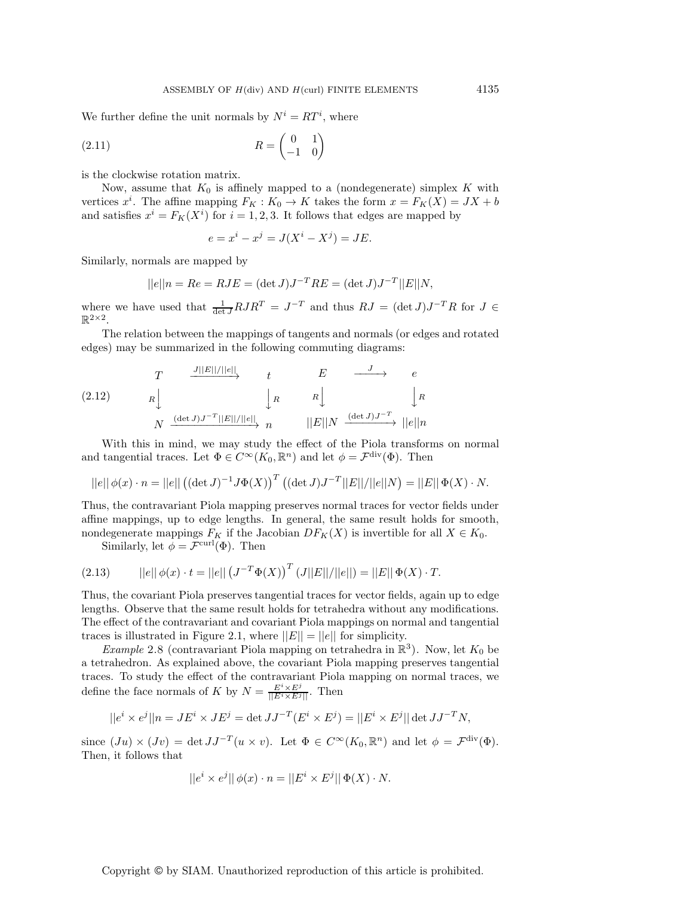We further define the unit normals by $N^i = RT^i$, where

$$
R = \begin{pmatrix} 0 & 1 \\ -1 & 0 \end{pmatrix} \tag{2.11}
$$

is the clockwise rotation matrix.

Now, assume that $K_0$ is affinely mapped to a (nondegenerate) simplex $K$ with vertices $x^i$. The affine mapping $F_K : K_0 \to K$ takes the form $x = F_K(X) = JX + b$ and satisfies $x^i = F_K(X^i)$ for $i = 1, 2, 3$. It follows that edges are mapped by

$$
e = x^i - x^j = J(X^i - X^j) = JE.
$$

Similarly, normals are mapped by

$$
||e||n = Re = RJE = (\det J)J^{-T}RE = (\det J)J^{-T}||E||N,
$$

where we have used that $\frac{1}{\det J}RJR^T = J^{-T}$ and thus $RJ = (\det J)J^{-T}R$ for $J \in \mathbb{R}^{2\times 2}$.

The relation between the mappings of tangents and normals (or edges and rotated edges) may be summarized in the following commuting diagrams:

$$
\begin{array}{ccc}
T & \xrightarrow{J||E||/||e||} & t \\
{\scriptstyle R}\big\downarrow & & \big\downarrow{\scriptstyle R} \\
N & \xrightarrow{(\det J)J^{-T}||E||/||e||} & n
\end{array}
\qquad
\begin{array}{ccc}
E & \xrightarrow{J} & e \\
{\scriptstyle R}\big\downarrow & & \big\downarrow{\scriptstyle R} \\
||E||N & \xrightarrow{(\det J)J^{-T}} & ||e||n
\end{array}
\tag{2.12}
$$

With this in mind, we may study the effect of the Piola transforms on normal and tangential traces. Let $\Phi \in C^\infty(K_0, \mathbb{R}^n)$ and let $\phi = \mathcal{F}^{\text{div}}(\Phi)$. Then

$$
||e||\,\phi(x)\cdot n = ||e||\left((\det J)^{-1}J\Phi(X)\right)^T\left((\det J)J^{-T}||E||/||e||N\right) = ||E||\,\Phi(X)\cdot N.
$$

Thus, the contravariant Piola mapping preserves normal traces for vector fields under affine mappings, up to edge lengths. In general, the same result holds for smooth, nondegenerate mappings $F_K$ if the Jacobian $DF_K(X)$ is invertible for all $X \in K_0$.

Similarly, let $\phi = \mathcal{F}^{\text{curl}}(\Phi)$. Then

$$
||e||\,\phi(x)\cdot t = ||e||\left(J^{-T}\Phi(X)\right)^T(J||E||/||e||) = ||E||\,\Phi(X)\cdot T. \tag{2.13}
$$

Thus, the covariant Piola preserves tangential traces for vector fields, again up to edge lengths. Observe that the same result holds for tetrahedra without any modifications. The effect of the contravariant and covariant Piola mappings on normal and tangential traces is illustrated in Figure 2.1, where $||E|| = ||e||$ for simplicity.

*Example* 2.8 (contravariant Piola mapping on tetrahedra in $\mathbb{R}^3$). Now, let $K_0$ be a tetrahedron. As explained above, the covariant Piola mapping preserves tangential traces. To study the effect of the contravariant Piola mapping on normal traces, we define the face normals of $K$ by $N = \frac{E^i \times E^j}{||E^i \times E^j||}$. Then

$$
||e^i \times e^j||n = JE^i \times JE^j = \det JJ^{-T}(E^i \times E^j) = ||E^i \times E^j||\det JJ^{-T}N,
$$

since $(Ju)\times(Jv) = \det JJ^{-T}(u \times v)$. Let $\Phi \in C^\infty(K_0, \mathbb{R}^n)$ and let $\phi = \mathcal{F}^{\text{div}}(\Phi)$. Then, it follows that

$$
||e^i \times e^j||\,\phi(x)\cdot n = ||E^i \times E^j||\,\Phi(X)\cdot N.
$$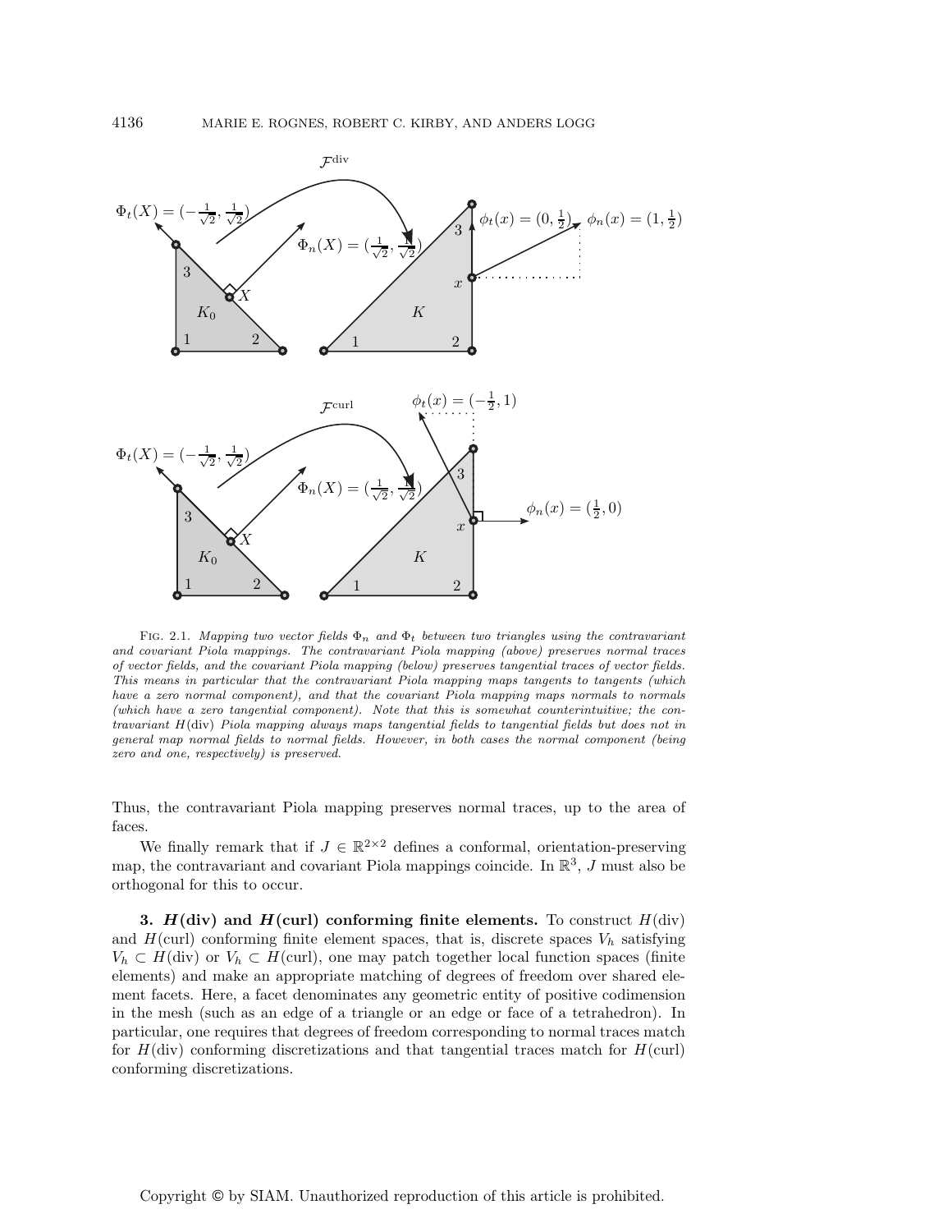Fig. 2.1. *Mapping two vector fields $\Phi_n$ and $\Phi_t$ between two triangles using the contravariant and covariant Piola mappings. The contravariant Piola mapping (above) preserves normal traces of vector fields, and the covariant Piola mapping (below) preserves tangential traces of vector fields. This means in particular that the contravariant Piola mapping maps tangents to tangents (which have a zero normal component), and that the covariant Piola mapping maps normals to normals (which have a zero tangential component). Note that this is somewhat counterintuitive; the contravariant $H(\mathrm{div})$ Piola mapping always maps tangential fields to tangential fields but does not in general map normal fields to normal fields. However, in both cases the normal component (being zero and one, respectively) is preserved.*

Thus, the contravariant Piola mapping preserves normal traces, up to the area of faces.

We finally remark that if $J \in \mathbb{R}^{2\times 2}$ defines a conformal, orientation-preserving map, the contravariant and covariant Piola mappings coincide. In $\mathbb{R}^3$, $J$ must also be orthogonal for this to occur.

## 3. $H(\mathrm{div})$ and $H(\mathrm{curl})$ conforming finite elements.

To construct $H(\mathrm{div})$ and $H(\mathrm{curl})$ conforming finite element spaces, that is, discrete spaces $V_h$ satisfying $V_h \subset H(\mathrm{div})$ or $V_h \subset H(\mathrm{curl})$, one may patch together local function spaces (finite elements) and make an appropriate matching of degrees of freedom over shared element facets. Here, a facet denominates any geometric entity of positive codimension in the mesh (such as an edge of a triangle or an edge or face of a tetrahedron). In particular, one requires that degrees of freedom corresponding to normal traces match for $H(\mathrm{div})$ conforming discretizations and that tangential traces match for $H(\mathrm{curl})$ conforming discretizations.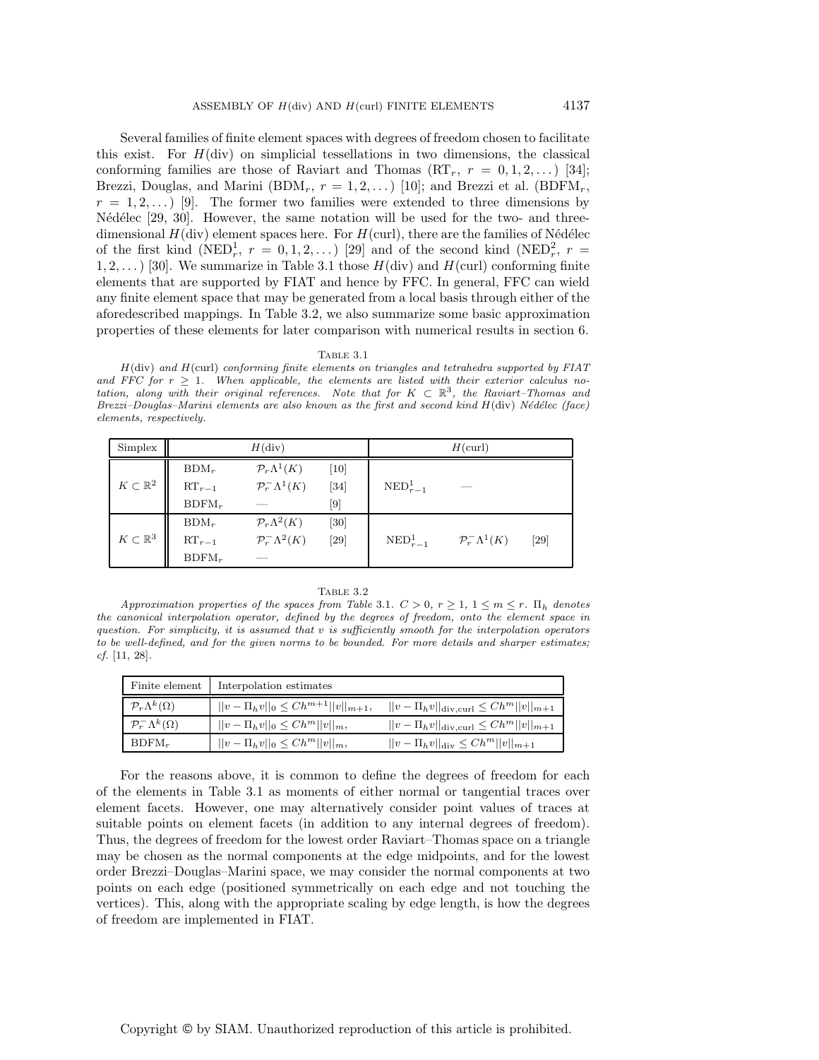Several families of finite element spaces with degrees of freedom chosen to facilitate this exist. For $H(\mathrm{div})$ on simplicial tessellations in two dimensions, the classical conforming families are those of Raviart and Thomas ($\mathrm{RT}_r$, $r = 0, 1, 2, \dots$) [34]; Brezzi, Douglas, and Marini ($\mathrm{BDM}_r$, $r = 1, 2, \dots$) [10]; and Brezzi et al. ($\mathrm{BDFM}_r$, $r = 1, 2, \dots$) [9]. The former two families were extended to three dimensions by Nédélec [29, 30]. However, the same notation will be used for the two- and three-dimensional $H(\mathrm{div})$ element spaces here. For $H(\mathrm{curl})$, there are the families of Nédélec of the first kind ($\mathrm{NED}^1_r$, $r = 0, 1, 2, \dots$) [29] and of the second kind ($\mathrm{NED}^2_r$, $r = 1, 2, \dots$) [30]. We summarize in Table 3.1 those $H(\mathrm{div})$ and $H(\mathrm{curl})$ conforming finite elements that are supported by FIAT and hence by FFC. In general, FFC can wield any finite element space that may be generated from a local basis through either of the aforedescribed mappings. In Table 3.2, we also summarize some basic approximation properties of these elements for later comparison with numerical results in section 6.

Table 3.1

*$H(\mathrm{div})$ and $H(\mathrm{curl})$ conforming finite elements on triangles and tetrahedra supported by FIAT and FFC for $r \geq 1$. When applicable, the elements are listed with their exterior calculus notation, along with their original references. Note that for $K \subset \mathbb{R}^3$, the Raviart–Thomas and Brezzi–Douglas–Marini elements are also known as the first and second kind $H(\mathrm{div})$ Nédélec (face) elements, respectively.*

| Simplex | $H(\mathrm{div})$ | | | $H(\mathrm{curl})$ | | |
|---|---|---|---|---|---|---|
| $K \subset \mathbb{R}^2$ | $\mathrm{BDM}_r$ | $\mathcal{P}_r\Lambda^1(K)$ | [10] | | | |
| | $\mathrm{RT}_{r-1}$ | $\mathcal{P}_r^-\Lambda^1(K)$ | [34] | $\mathrm{NED}^1_{r-1}$ | — | |
| | $\mathrm{BDFM}_r$ | — | [9] | | | |
| $K \subset \mathbb{R}^3$ | $\mathrm{BDM}_r$ | $\mathcal{P}_r\Lambda^2(K)$ | [30] | | | |
| | $\mathrm{RT}_{r-1}$ | $\mathcal{P}_r^-\Lambda^2(K)$ | [29] | $\mathrm{NED}^1_{r-1}$ | $\mathcal{P}_r^-\Lambda^1(K)$ | [29] |
| | $\mathrm{BDFM}_r$ | — | | | | |

Table 3.2

*Approximation properties of the spaces from Table 3.1. $C > 0$, $r \geq 1$, $1 \leq m \leq r$. $\Pi_h$ denotes the canonical interpolation operator, defined by the degrees of freedom, onto the element space in question. For simplicity, it is assumed that $v$ is sufficiently smooth for the interpolation operators to be well-defined, and for the given norms to be bounded. For more details and sharper estimates; cf.* [11, 28].

| Finite element | Interpolation estimates | |
|---|---|---|
| $\mathcal{P}_r\Lambda^k(\Omega)$ | $\|\|v - \Pi_h v\|\|_0 \leq Ch^{m+1}\|\|v\|\|_{m+1}$, | $\|\|v - \Pi_h v\|\|_{\mathrm{div},\mathrm{curl}} \leq Ch^{m}\|\|v\|\|_{m+1}$ |
| $\mathcal{P}_r^-\Lambda^k(\Omega)$ | $\|\|v - \Pi_h v\|\|_0 \leq Ch^{m}\|\|v\|\|_{m}$, | $\|\|v - \Pi_h v\|\|_{\mathrm{div},\mathrm{curl}} \leq Ch^{m}\|\|v\|\|_{m+1}$ |
| $\mathrm{BDFM}_r$ | $\|\|v - \Pi_h v\|\|_0 \leq Ch^{m}\|\|v\|\|_{m}$, | $\|\|v - \Pi_h v\|\|_{\mathrm{div}} \leq Ch^{m}\|\|v\|\|_{m+1}$ |

For the reasons above, it is common to define the degrees of freedom for each of the elements in Table 3.1 as moments of either normal or tangential traces over element facets. However, one may alternatively consider point values of traces at suitable points on element facets (in addition to any internal degrees of freedom). Thus, the degrees of freedom for the lowest order Raviart–Thomas space on a triangle may be chosen as the normal components at the edge midpoints, and for the lowest order Brezzi–Douglas–Marini space, we may consider the normal components at two points on each edge (positioned symmetrically on each edge and not touching the vertices). This, along with the appropriate scaling by edge length, is how the degrees of freedom are implemented in FIAT.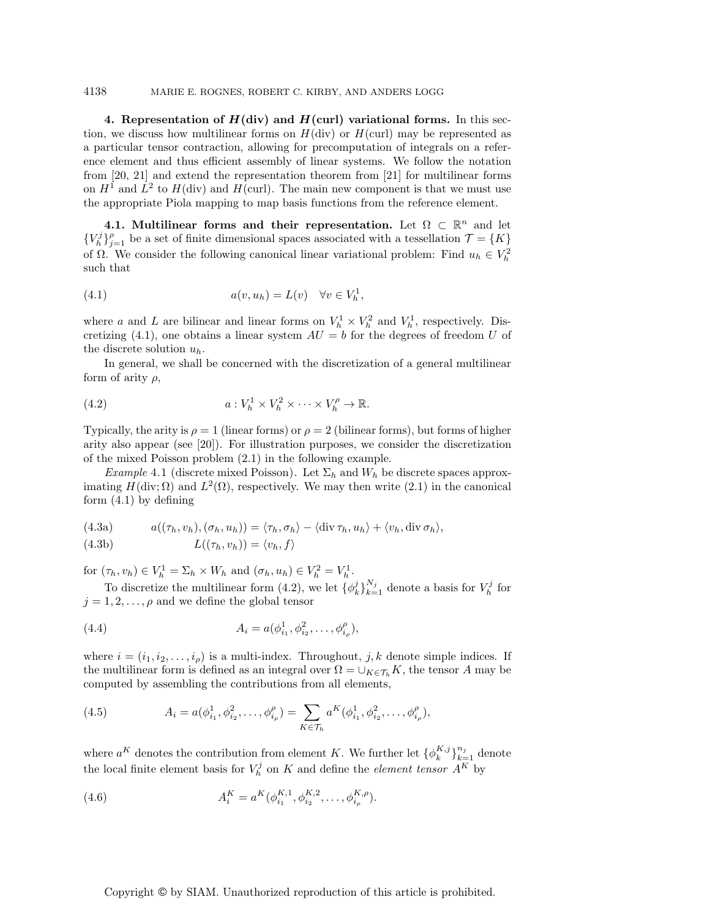**4. Representation of $H(\mathrm{div})$ and $H(\mathrm{curl})$ variational forms.** In this section, we discuss how multilinear forms on $H(\mathrm{div})$ or $H(\mathrm{curl})$ may be represented as a particular tensor contraction, allowing for precomputation of integrals on a reference element and thus efficient assembly of linear systems. We follow the notation from [20, 21] and extend the representation theorem from [21] for multilinear forms on $H^1$ and $L^2$ to $H(\mathrm{div})$ and $H(\mathrm{curl})$. The main new component is that we must use the appropriate Piola mapping to map basis functions from the reference element.

**4.1. Multilinear forms and their representation.** Let $\Omega \subset \mathbb{R}^n$ and let $\{V_h^j\}_{j=1}^{\rho}$ be a set of finite dimensional spaces associated with a tessellation $\mathcal{T} = \{K\}$ of $\Omega$. We consider the following canonical linear variational problem: Find $u_h \in V_h^2$ such that

$$a(v, u_h) = L(v) \quad \forall v \in V_h^1, \tag{4.1}$$

where $a$ and $L$ are bilinear and linear forms on $V_h^1 \times V_h^2$ and $V_h^1$, respectively. Discretizing (4.1), one obtains a linear system $AU = b$ for the degrees of freedom $U$ of the discrete solution $u_h$.

In general, we shall be concerned with the discretization of a general multilinear form of arity $\rho$,

$$a : V_h^1 \times V_h^2 \times \cdots \times V_h^{\rho} \to \mathbb{R}. \tag{4.2}$$

Typically, the arity is $\rho = 1$ (linear forms) or $\rho = 2$ (bilinear forms), but forms of higher arity also appear (see [20]). For illustration purposes, we consider the discretization of the mixed Poisson problem (2.1) in the following example.

*Example* 4.1 (discrete mixed Poisson). Let $\Sigma_h$ and $W_h$ be discrete spaces approximating $H(\mathrm{div}; \Omega)$ and $L^2(\Omega)$, respectively. We may then write (2.1) in the canonical form (4.1) by defining

$$a((\tau_h, v_h), (\sigma_h, u_h)) = \langle \tau_h, \sigma_h \rangle - \langle \mathrm{div}\, \tau_h, u_h \rangle + \langle v_h, \mathrm{div}\, \sigma_h \rangle, \tag{4.3a}$$

$$L((\tau_h, v_h)) = \langle v_h, f \rangle \tag{4.3b}$$

for $(\tau_h, v_h) \in V_h^1 = \Sigma_h \times W_h$ and $(\sigma_h, u_h) \in V_h^2 = V_h^1$.

To discretize the multilinear form (4.2), we let $\{\phi_k^j\}_{k=1}^{N_j}$ denote a basis for $V_h^j$ for $j = 1, 2, \ldots, \rho$ and we define the global tensor

$$A_i = a(\phi_{i_1}^1, \phi_{i_2}^2, \ldots, \phi_{i_\rho}^{\rho}), \tag{4.4}$$

where $i = (i_1, i_2, \ldots, i_\rho)$ is a multi-index. Throughout, $j, k$ denote simple indices. If the multilinear form is defined as an integral over $\Omega = \cup_{K \in \mathcal{T}_h} K$, the tensor $A$ may be computed by assembling the contributions from all elements,

$$A_i = a(\phi_{i_1}^1, \phi_{i_2}^2, \ldots, \phi_{i_\rho}^{\rho}) = \sum_{K \in \mathcal{T}_h} a^K(\phi_{i_1}^1, \phi_{i_2}^2, \ldots, \phi_{i_\rho}^{\rho}), \tag{4.5}$$

where $a^K$ denotes the contribution from element $K$. We further let $\{\phi_k^{K,j}\}_{k=1}^{n_j}$ denote the local finite element basis for $V_h^j$ on $K$ and define the *element tensor* $A^K$ by

$$A_i^K = a^K(\phi_{i_1}^{K,1}, \phi_{i_2}^{K,2}, \ldots, \phi_{i_\rho}^{K,\rho}). \tag{4.6}$$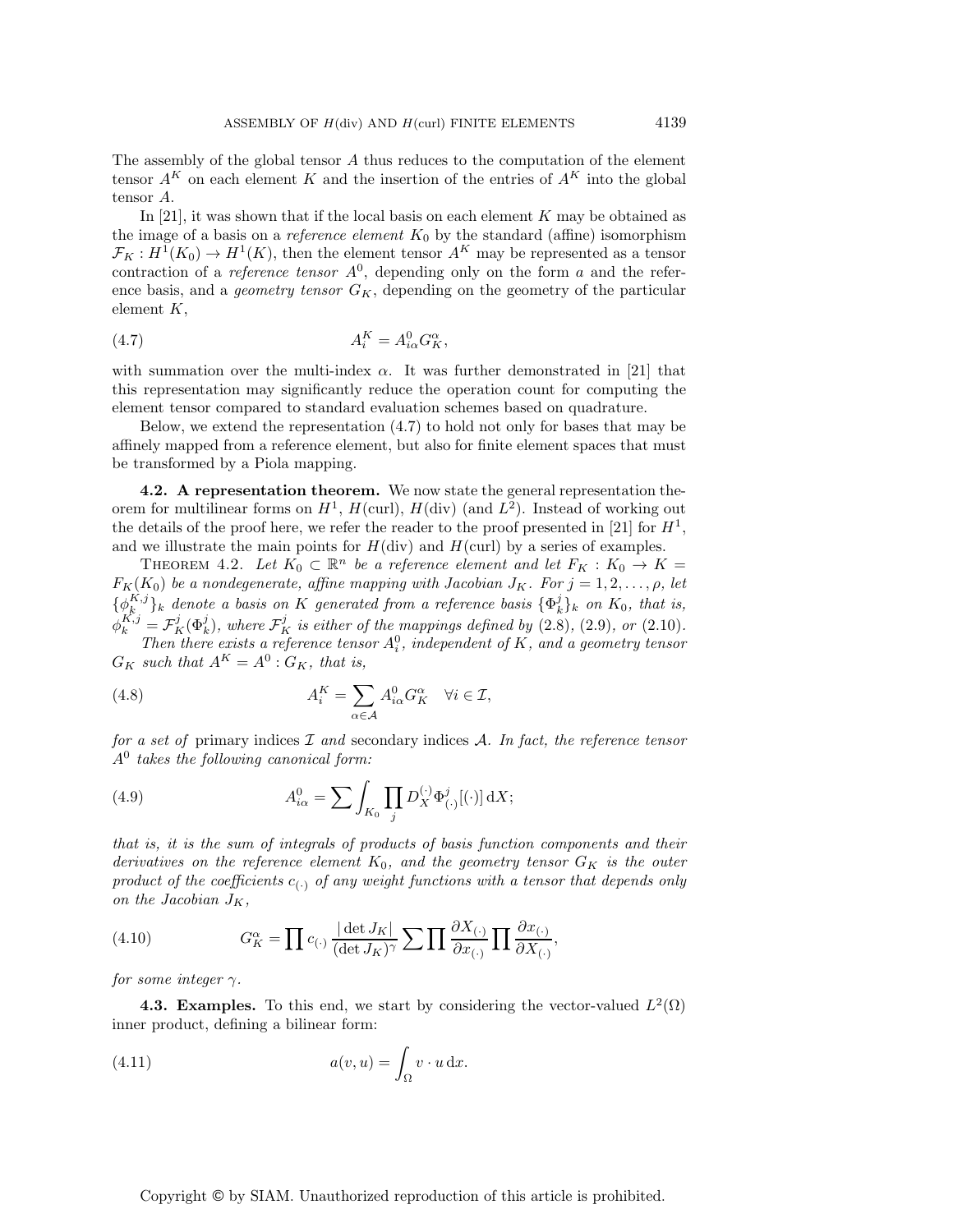The assembly of the global tensor $A$ thus reduces to the computation of the element tensor $A^K$ on each element $K$ and the insertion of the entries of $A^K$ into the global tensor $A$.

In [21], it was shown that if the local basis on each element $K$ may be obtained as the image of a basis on a *reference element* $K_0$ by the standard (affine) isomorphism $\mathcal{F}_K : H^1(K_0) \to H^1(K)$, then the element tensor $A^K$ may be represented as a tensor contraction of a *reference tensor* $A^0$, depending only on the form $a$ and the reference basis, and a *geometry tensor* $G_K$, depending on the geometry of the particular element $K$,

$$A_i^K = A_{i\alpha}^0 G_K^\alpha, \tag{4.7}$$

with summation over the multi-index $\alpha$. It was further demonstrated in [21] that this representation may significantly reduce the operation count for computing the element tensor compared to standard evaluation schemes based on quadrature.

Below, we extend the representation (4.7) to hold not only for bases that may be affinely mapped from a reference element, but also for finite element spaces that must be transformed by a Piola mapping.

**4.2. A representation theorem.** We now state the general representation theorem for multilinear forms on $H^1$, $H(\mathrm{curl})$, $H(\mathrm{div})$ (and $L^2$). Instead of working out the details of the proof here, we refer the reader to the proof presented in [21] for $H^1$, and we illustrate the main points for $H(\mathrm{div})$ and $H(\mathrm{curl})$ by a series of examples.

THEOREM 4.2. *Let $K_0 \subset \mathbb{R}^n$ be a reference element and let $F_K : K_0 \to K = F_K(K_0)$ be a nondegenerate, affine mapping with Jacobian $J_K$. For $j = 1, 2, \ldots, \rho$, let $\{\phi_k^{K,j}\}_k$ denote a basis on $K$ generated from a reference basis $\{\Phi_k^j\}_k$ on $K_0$, that is, $\phi_k^{K,j} = \mathcal{F}_K^j(\Phi_k^j)$, where $\mathcal{F}_K^j$ is either of the mappings defined by* (2.8), (2.9), *or* (2.10).

*Then there exists a reference tensor $A_i^0$, independent of $K$, and a geometry tensor $G_K$ such that $A^K = A^0 : G_K$, that is,*

$$A_i^K = \sum_{\alpha \in \mathcal{A}} A_{i\alpha}^0 G_K^\alpha \quad \forall i \in \mathcal{I}, \tag{4.8}$$

*for a set of* primary indices $\mathcal{I}$ *and* secondary indices $\mathcal{A}$. *In fact, the reference tensor $A^0$ takes the following canonical form:*

$$A_{i\alpha}^0 = \sum \int_{K_0} \prod_j D_X^{(\cdot)} \Phi_{(\cdot)}^j [(\cdot)] \,\mathrm{d}X; \tag{4.9}$$

*that is, it is the sum of integrals of products of basis function components and their derivatives on the reference element $K_0$, and the geometry tensor $G_K$ is the outer product of the coefficients $c_{(\cdot)}$ of any weight functions with a tensor that depends only on the Jacobian $J_K$,*

$$G_K^\alpha = \prod c_{(\cdot)} \frac{|\det J_K|}{(\det J_K)^\gamma} \sum \prod \frac{\partial X_{(\cdot)}}{\partial x_{(\cdot)}} \prod \frac{\partial x_{(\cdot)}}{\partial X_{(\cdot)}}, \tag{4.10}$$

*for some integer $\gamma$.*

**4.3. Examples.** To this end, we start by considering the vector-valued $L^2(\Omega)$ inner product, defining a bilinear form:

$$a(v, u) = \int_\Omega v \cdot u \,\mathrm{d}x. \tag{4.11}$$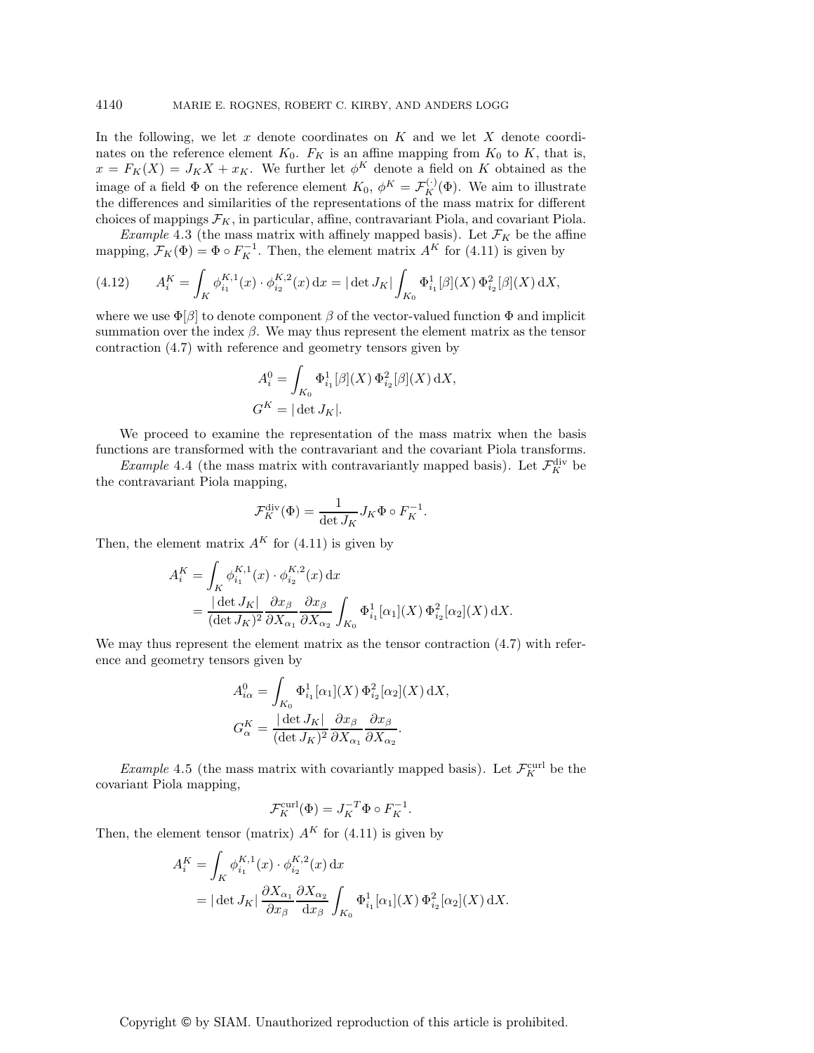In the following, we let $x$ denote coordinates on $K$ and we let $X$ denote coordinates on the reference element $K_0$. $F_K$ is an affine mapping from $K_0$ to $K$, that is, $x = F_K(X) = J_K X + x_K$. We further let $\phi^K$ denote a field on $K$ obtained as the image of a field $\Phi$ on the reference element $K_0$, $\phi^K = \mathcal{F}_K^{(\cdot)}(\Phi)$. We aim to illustrate the differences and similarities of the representations of the mass matrix for different choices of mappings $\mathcal{F}_K$, in particular, affine, contravariant Piola, and covariant Piola.

*Example* 4.3 (the mass matrix with affinely mapped basis). Let $\mathcal{F}_K$ be the affine mapping, $\mathcal{F}_K(\Phi) = \Phi \circ F_K^{-1}$. Then, the element matrix $A^K$ for (4.11) is given by

$$
(4.12) \qquad A^K_i = \int_K \phi^{K,1}_{i_1}(x) \cdot \phi^{K,2}_{i_2}(x) \, \mathrm{d}x = |\det J_K| \int_{K_0} \Phi^1_{i_1}[\beta](X) \, \Phi^2_{i_2}[\beta](X) \, \mathrm{d}X,
$$

where we use $\Phi[\beta]$ to denote component $\beta$ of the vector-valued function $\Phi$ and implicit summation over the index $\beta$. We may thus represent the element matrix as the tensor contraction (4.7) with reference and geometry tensors given by

$$
A^0_i = \int_{K_0} \Phi^1_{i_1}[\beta](X) \, \Phi^2_{i_2}[\beta](X) \, \mathrm{d}X,
$$

$$
G^K = |\det J_K|.
$$

We proceed to examine the representation of the mass matrix when the basis functions are transformed with the contravariant and the covariant Piola transforms.

*Example* 4.4 (the mass matrix with contravariantly mapped basis). Let $\mathcal{F}^{\mathrm{div}}_K$ be the contravariant Piola mapping,

$$
\mathcal{F}^{\mathrm{div}}_K(\Phi) = \frac{1}{\det J_K} J_K \Phi \circ F_K^{-1}.
$$

Then, the element matrix $A^K$ for (4.11) is given by

$$
\begin{aligned}
A^K_i &= \int_K \phi^{K,1}_{i_1}(x) \cdot \phi^{K,2}_{i_2}(x) \, \mathrm{d}x \\
&= \frac{|\det J_K|}{(\det J_K)^2} \frac{\partial x_\beta}{\partial X_{\alpha_1}} \frac{\partial x_\beta}{\partial X_{\alpha_2}} \int_{K_0} \Phi^1_{i_1}[\alpha_1](X) \, \Phi^2_{i_2}[\alpha_2](X) \, \mathrm{d}X.
\end{aligned}
$$

We may thus represent the element matrix as the tensor contraction (4.7) with reference and geometry tensors given by

$$
A^0_{i\alpha} = \int_{K_0} \Phi^1_{i_1}[\alpha_1](X) \, \Phi^2_{i_2}[\alpha_2](X) \, \mathrm{d}X,
$$

$$
G^K_\alpha = \frac{|\det J_K|}{(\det J_K)^2} \frac{\partial x_\beta}{\partial X_{\alpha_1}} \frac{\partial x_\beta}{\partial X_{\alpha_2}}.
$$

*Example* 4.5 (the mass matrix with covariantly mapped basis). Let $\mathcal{F}^{\mathrm{curl}}_K$ be the covariant Piola mapping,

$$
\mathcal{F}^{\mathrm{curl}}_K(\Phi) = J_K^{-T} \Phi \circ F_K^{-1}.
$$

Then, the element tensor (matrix) $A^K$ for (4.11) is given by

$$
\begin{aligned}
A^K_i &= \int_K \phi^{K,1}_{i_1}(x) \cdot \phi^{K,2}_{i_2}(x) \, \mathrm{d}x \\
&= |\det J_K| \frac{\partial X_{\alpha_1}}{\partial x_\beta} \frac{\partial X_{\alpha_2}}{\mathrm{d}x_\beta} \int_{K_0} \Phi^1_{i_1}[\alpha_1](X) \, \Phi^2_{i_2}[\alpha_2](X) \, \mathrm{d}X.
\end{aligned}
$$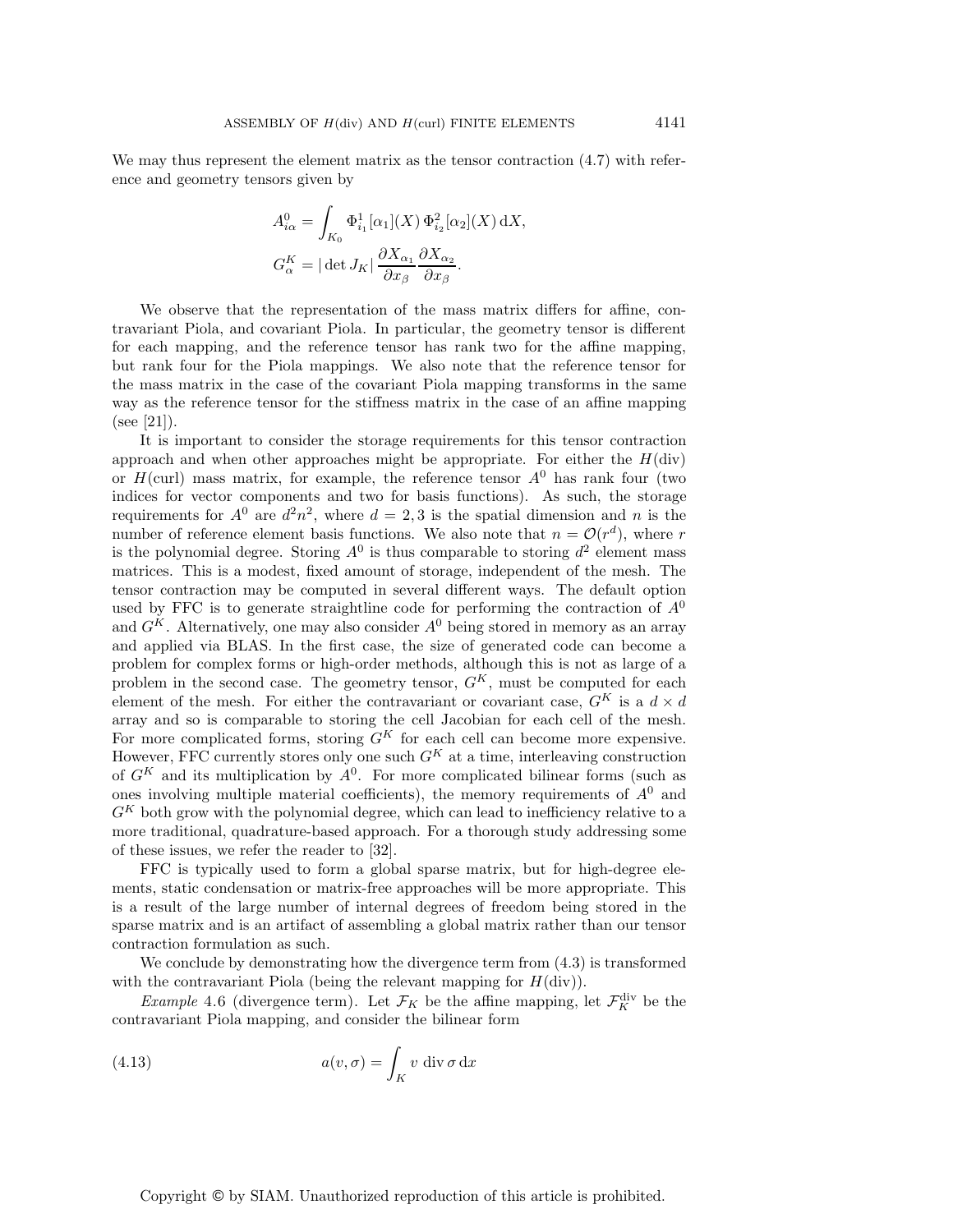We may thus represent the element matrix as the tensor contraction (4.7) with reference and geometry tensors given by

$$A^0_{i\alpha} = \int_{K_0} \Phi^1_{i_1}[\alpha_1](X)\, \Phi^2_{i_2}[\alpha_2](X)\, \mathrm{d}X,$$

$$G^K_\alpha = |\det J_K|\, \frac{\partial X_{\alpha_1}}{\partial x_\beta} \frac{\partial X_{\alpha_2}}{\partial x_\beta}.$$

We observe that the representation of the mass matrix differs for affine, contravariant Piola, and covariant Piola. In particular, the geometry tensor is different for each mapping, and the reference tensor has rank two for the affine mapping, but rank four for the Piola mappings. We also note that the reference tensor for the mass matrix in the case of the covariant Piola mapping transforms in the same way as the reference tensor for the stiffness matrix in the case of an affine mapping (see [21]).

It is important to consider the storage requirements for this tensor contraction approach and when other approaches might be appropriate. For either the $H(\mathrm{div})$ or $H(\mathrm{curl})$ mass matrix, for example, the reference tensor $A^0$ has rank four (two indices for vector components and two for basis functions). As such, the storage requirements for $A^0$ are $d^2n^2$, where $d = 2, 3$ is the spatial dimension and $n$ is the number of reference element basis functions. We also note that $n = \mathcal{O}(r^d)$, where $r$ is the polynomial degree. Storing $A^0$ is thus comparable to storing $d^2$ element mass matrices. This is a modest, fixed amount of storage, independent of the mesh. The tensor contraction may be computed in several different ways. The default option used by FFC is to generate straightline code for performing the contraction of $A^0$ and $G^K$. Alternatively, one may also consider $A^0$ being stored in memory as an array and applied via BLAS. In the first case, the size of generated code can become a problem for complex forms or high-order methods, although this is not as large of a problem in the second case. The geometry tensor, $G^K$, must be computed for each element of the mesh. For either the contravariant or covariant case, $G^K$ is a $d \times d$ array and so is comparable to storing the cell Jacobian for each cell of the mesh. For more complicated forms, storing $G^K$ for each cell can become more expensive. However, FFC currently stores only one such $G^K$ at a time, interleaving construction of $G^K$ and its multiplication by $A^0$. For more complicated bilinear forms (such as ones involving multiple material coefficients), the memory requirements of $A^0$ and $G^K$ both grow with the polynomial degree, which can lead to inefficiency relative to a more traditional, quadrature-based approach. For a thorough study addressing some of these issues, we refer the reader to [32].

FFC is typically used to form a global sparse matrix, but for high-degree elements, static condensation or matrix-free approaches will be more appropriate. This is a result of the large number of internal degrees of freedom being stored in the sparse matrix and is an artifact of assembling a global matrix rather than our tensor contraction formulation as such.

We conclude by demonstrating how the divergence term from (4.3) is transformed with the contravariant Piola (being the relevant mapping for $H(\mathrm{div})$).

*Example* 4.6 (divergence term). Let $\mathcal{F}_K$ be the affine mapping, let $\mathcal{F}^{\mathrm{div}}_K$ be the contravariant Piola mapping, and consider the bilinear form

$$a(v, \sigma) = \int_K v \ \mathrm{div}\, \sigma \, \mathrm{d}x \tag{4.13}$$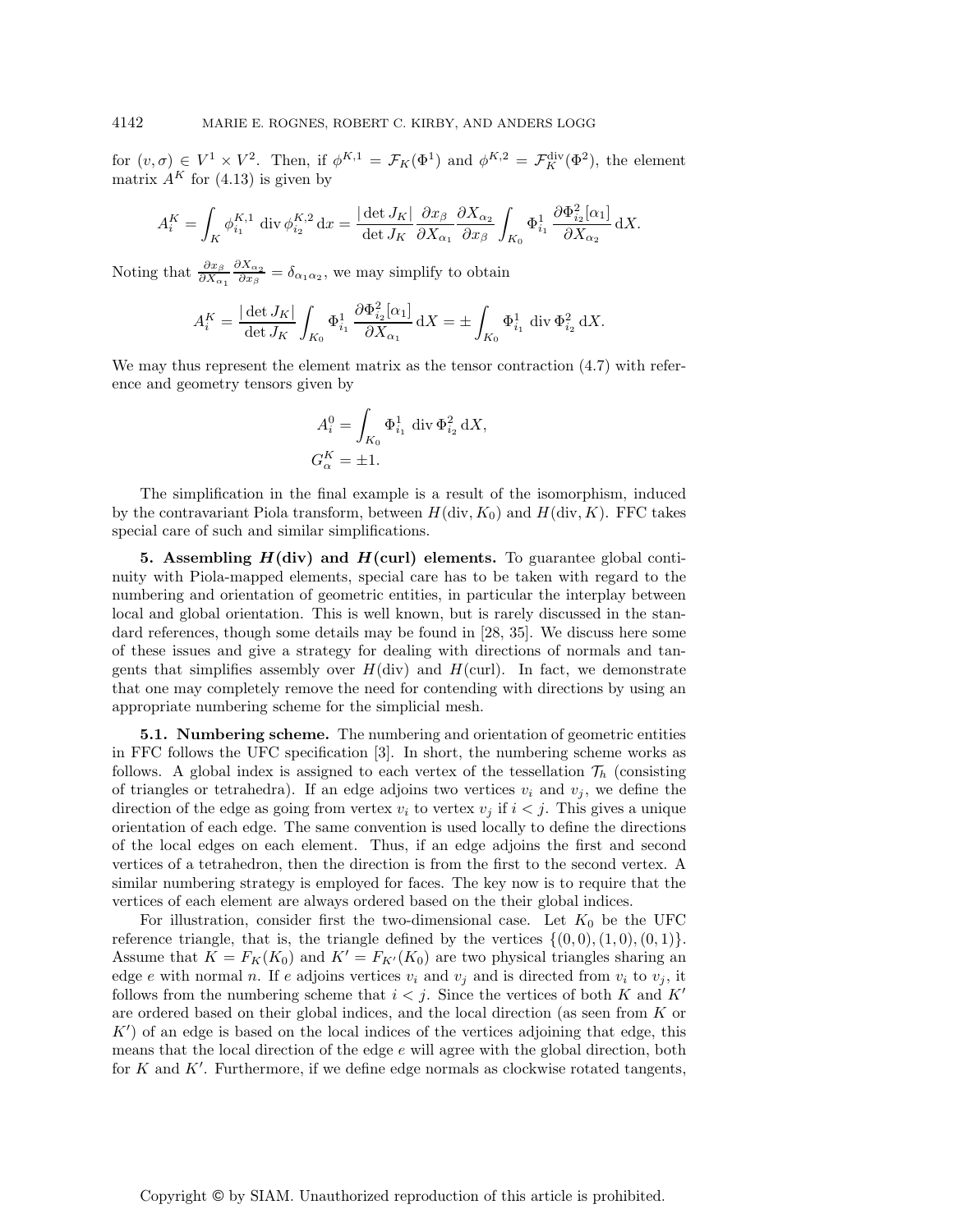for $(v, \sigma) \in V^1 \times V^2$. Then, if $\phi^{K,1} = \mathcal{F}_K(\Phi^1)$ and $\phi^{K,2} = \mathcal{F}_K^{\text{div}}(\Phi^2)$, the element matrix $A^K$ for (4.13) is given by

$$A_i^K = \int_K \phi_{i_1}^{K,1} \, \operatorname{div} \phi_{i_2}^{K,2} \, \mathrm{d}x = \frac{|\det J_K|}{\det J_K} \frac{\partial x_\beta}{\partial X_{\alpha_1}} \frac{\partial X_{\alpha_2}}{\partial x_\beta} \int_{K_0} \Phi_{i_1}^1 \, \frac{\partial \Phi_{i_2}^2[\alpha_1]}{\partial X_{\alpha_2}} \, \mathrm{d}X.$$

Noting that $\frac{\partial x_\beta}{\partial X_{\alpha_1}} \frac{\partial X_{\alpha_2}}{\partial x_\beta} = \delta_{\alpha_1 \alpha_2}$, we may simplify to obtain

$$A_i^K = \frac{|\det J_K|}{\det J_K} \int_{K_0} \Phi_{i_1}^1 \, \frac{\partial \Phi_{i_2}^2[\alpha_1]}{\partial X_{\alpha_1}} \, \mathrm{d}X = \pm \int_{K_0} \Phi_{i_1}^1 \, \operatorname{div} \Phi_{i_2}^2 \, \mathrm{d}X.$$

We may thus represent the element matrix as the tensor contraction (4.7) with reference and geometry tensors given by

$$A_i^0 = \int_{K_0} \Phi_{i_1}^1 \, \operatorname{div} \Phi_{i_2}^2 \, \mathrm{d}X,$$
$$G_\alpha^K = \pm 1.$$

The simplification in the final example is a result of the isomorphism, induced by the contravariant Piola transform, between $H(\text{div}, K_0)$ and $H(\text{div}, K)$. FFC takes special care of such and similar simplifications.

## 5. Assembling $H(\text{div})$ and $H(\text{curl})$ elements.

To guarantee global continuity with Piola-mapped elements, special care has to be taken with regard to the numbering and orientation of geometric entities, in particular the interplay between local and global orientation. This is well known, but is rarely discussed in the standard references, though some details may be found in [28, 35]. We discuss here some of these issues and give a strategy for dealing with directions of normals and tangents that simplifies assembly over $H(\text{div})$ and $H(\text{curl})$. In fact, we demonstrate that one may completely remove the need for contending with directions by using an appropriate numbering scheme for the simplicial mesh.

### 5.1. Numbering scheme.

The numbering and orientation of geometric entities in FFC follows the UFC specification [3]. In short, the numbering scheme works as follows. A global index is assigned to each vertex of the tessellation $\mathcal{T}_h$ (consisting of triangles or tetrahedra). If an edge adjoins two vertices $v_i$ and $v_j$, we define the direction of the edge as going from vertex $v_i$ to vertex $v_j$ if $i < j$. This gives a unique orientation of each edge. The same convention is used locally to define the directions of the local edges on each element. Thus, if an edge adjoins the first and second vertices of a tetrahedron, then the direction is from the first to the second vertex. A similar numbering strategy is employed for faces. The key now is to require that the vertices of each element are always ordered based on the their global indices.

For illustration, consider first the two-dimensional case. Let $K_0$ be the UFC reference triangle, that is, the triangle defined by the vertices $\{(0, 0), (1, 0), (0, 1)\}$. Assume that $K = F_K(K_0)$ and $K' = F_{K'}(K_0)$ are two physical triangles sharing an edge $e$ with normal $n$. If $e$ adjoins vertices $v_i$ and $v_j$ and is directed from $v_i$ to $v_j$, it follows from the numbering scheme that $i < j$. Since the vertices of both $K$ and $K'$ are ordered based on their global indices, and the local direction (as seen from $K$ or $K'$) of an edge is based on the local indices of the vertices adjoining that edge, this means that the local direction of the edge $e$ will agree with the global direction, both for $K$ and $K'$. Furthermore, if we define edge normals as clockwise rotated tangents,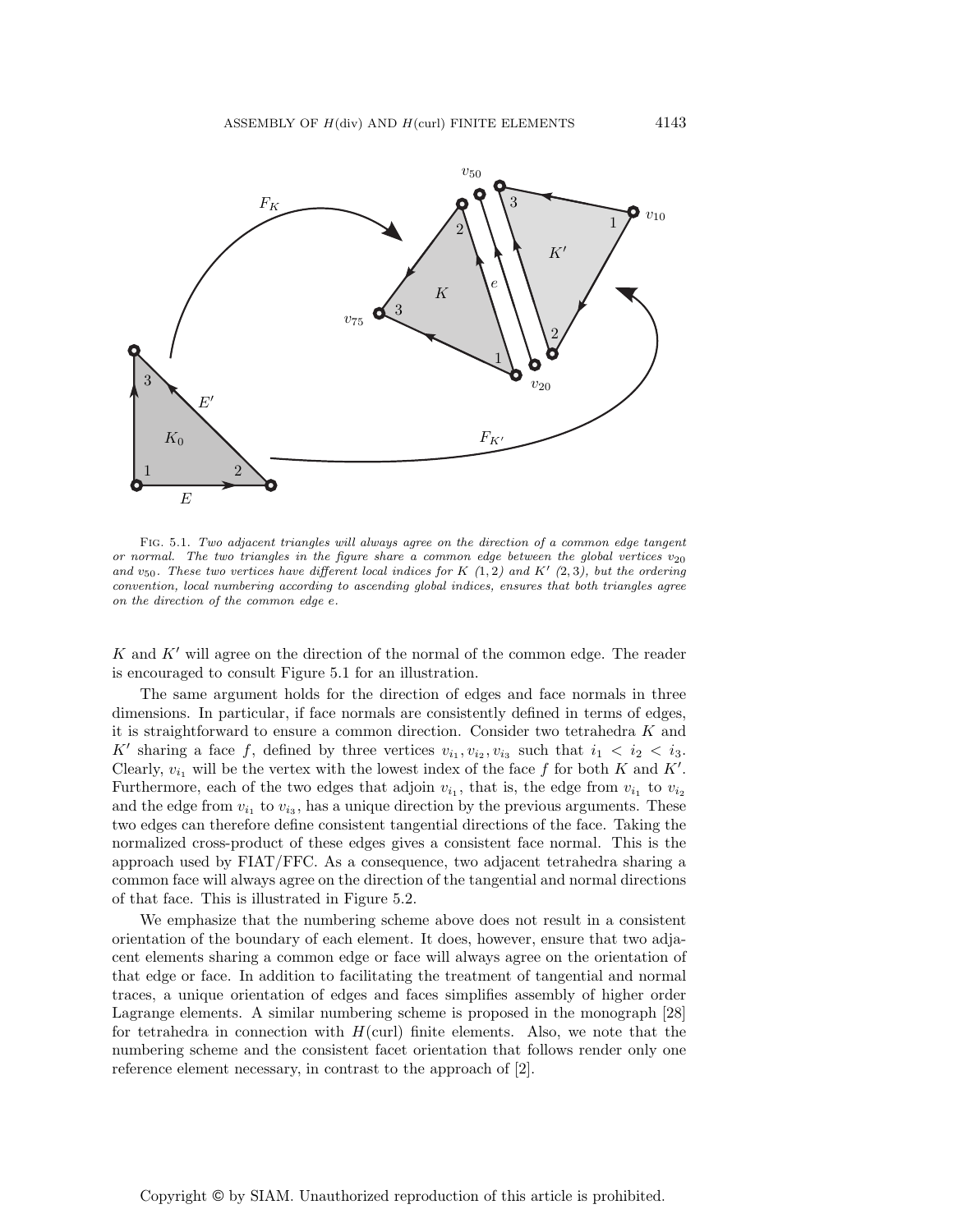Fig. 5.1. *Two adjacent triangles will always agree on the direction of a common edge tangent or normal. The two triangles in the figure share a common edge between the global vertices $v_{20}$ and $v_{50}$. These two vertices have different local indices for $K$ (1, 2) and $K'$ (2, 3), but the ordering convention, local numbering according to ascending global indices, ensures that both triangles agree on the direction of the common edge $e$.*

$K$ and $K'$ will agree on the direction of the normal of the common edge. The reader is encouraged to consult Figure 5.1 for an illustration.

The same argument holds for the direction of edges and face normals in three dimensions. In particular, if face normals are consistently defined in terms of edges, it is straightforward to ensure a common direction. Consider two tetrahedra $K$ and $K'$ sharing a face $f$, defined by three vertices $v_{i_1}, v_{i_2}, v_{i_3}$ such that $i_1 < i_2 < i_3$. Clearly, $v_{i_1}$ will be the vertex with the lowest index of the face $f$ for both $K$ and $K'$. Furthermore, each of the two edges that adjoin $v_{i_1}$, that is, the edge from $v_{i_1}$ to $v_{i_2}$ and the edge from $v_{i_1}$ to $v_{i_3}$, has a unique direction by the previous arguments. These two edges can therefore define consistent tangential directions of the face. Taking the normalized cross-product of these edges gives a consistent face normal. This is the approach used by FIAT/FFC. As a consequence, two adjacent tetrahedra sharing a common face will always agree on the direction of the tangential and normal directions of that face. This is illustrated in Figure 5.2.

We emphasize that the numbering scheme above does not result in a consistent orientation of the boundary of each element. It does, however, ensure that two adjacent elements sharing a common edge or face will always agree on the orientation of that edge or face. In addition to facilitating the treatment of tangential and normal traces, a unique orientation of edges and faces simplifies assembly of higher order Lagrange elements. A similar numbering scheme is proposed in the monograph [28] for tetrahedra in connection with $H(\text{curl})$ finite elements. Also, we note that the numbering scheme and the consistent facet orientation that follows render only one reference element necessary, in contrast to the approach of [2].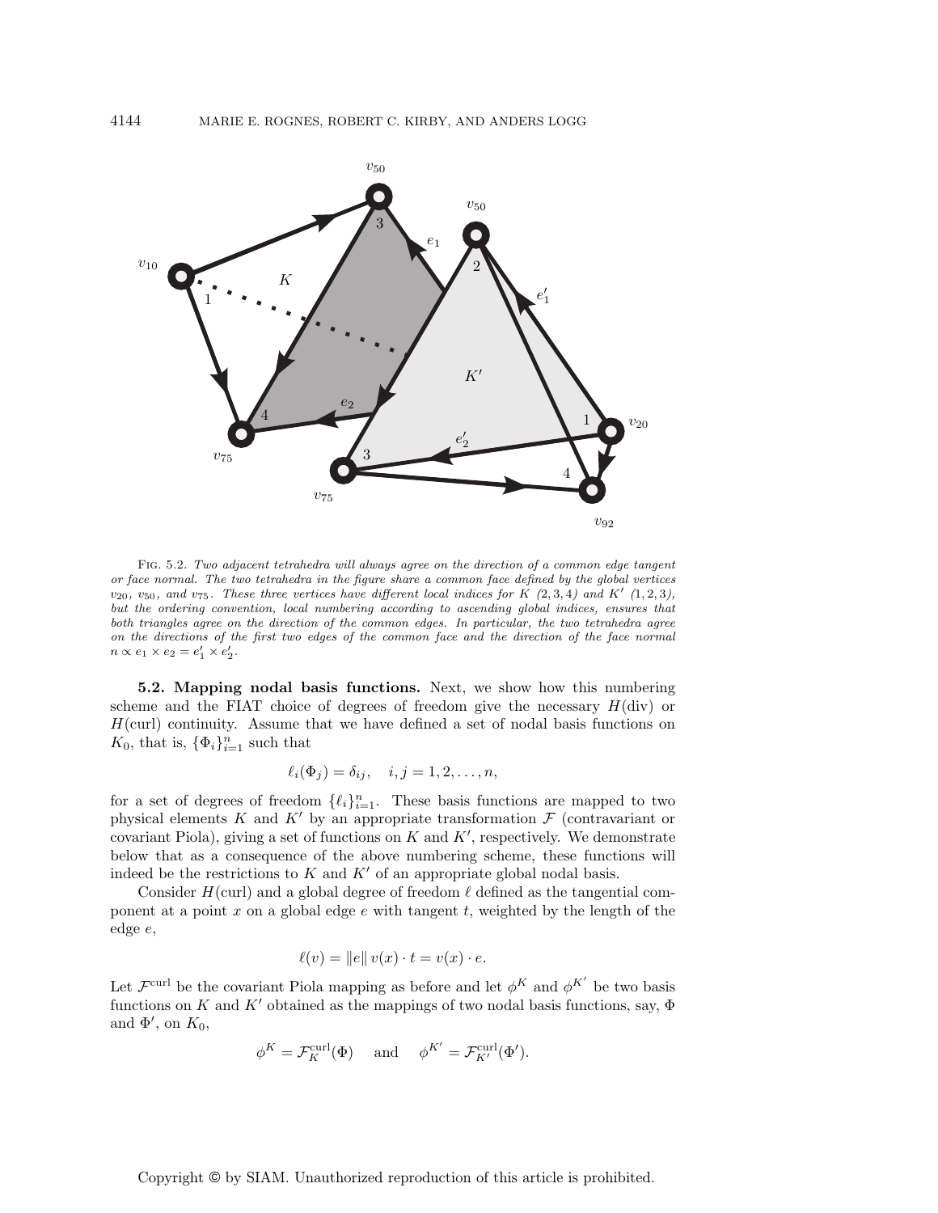FIG. 5.2. *Two adjacent tetrahedra will always agree on the direction of a common edge tangent or face normal. The two tetrahedra in the figure share a common face defined by the global vertices $v_{20}$, $v_{50}$, and $v_{75}$. These three vertices have different local indices for $K$ (2, 3, 4) and $K'$ (1, 2, 3), but the ordering convention, local numbering according to ascending global indices, ensures that both triangles agree on the direction of the common edges. In particular, the two tetrahedra agree on the directions of the first two edges of the common face and the direction of the face normal $n \propto e_1 \times e_2 = e_1' \times e_2'$.*

**5.2. Mapping nodal basis functions.** Next, we show how this numbering scheme and the FIAT choice of degrees of freedom give the necessary $H(\text{div})$ or $H(\text{curl})$ continuity. Assume that we have defined a set of nodal basis functions on $K_0$, that is, $\{\Phi_i\}_{i=1}^n$ such that

$$\ell_i(\Phi_j) = \delta_{ij}, \quad i, j = 1, 2, \ldots, n,$$

for a set of degrees of freedom $\{\ell_i\}_{i=1}^n$. These basis functions are mapped to two physical elements $K$ and $K'$ by an appropriate transformation $\mathcal{F}$ (contravariant or covariant Piola), giving a set of functions on $K$ and $K'$, respectively. We demonstrate below that as a consequence of the above numbering scheme, these functions will indeed be the restrictions to $K$ and $K'$ of an appropriate global nodal basis.

Consider $H(\text{curl})$ and a global degree of freedom $\ell$ defined as the tangential component at a point $x$ on a global edge $e$ with tangent $t$, weighted by the length of the edge $e$,

$$\ell(v) = \|e\| \, v(x) \cdot t = v(x) \cdot e.$$

Let $\mathcal{F}^{\text{curl}}$ be the covariant Piola mapping as before and let $\phi^K$ and $\phi^{K'}$ be two basis functions on $K$ and $K'$ obtained as the mappings of two nodal basis functions, say, $\Phi$ and $\Phi'$, on $K_0$,

$$\phi^K = \mathcal{F}_K^{\text{curl}}(\Phi) \quad \text{and} \quad \phi^{K'} = \mathcal{F}_{K'}^{\text{curl}}(\Phi').$$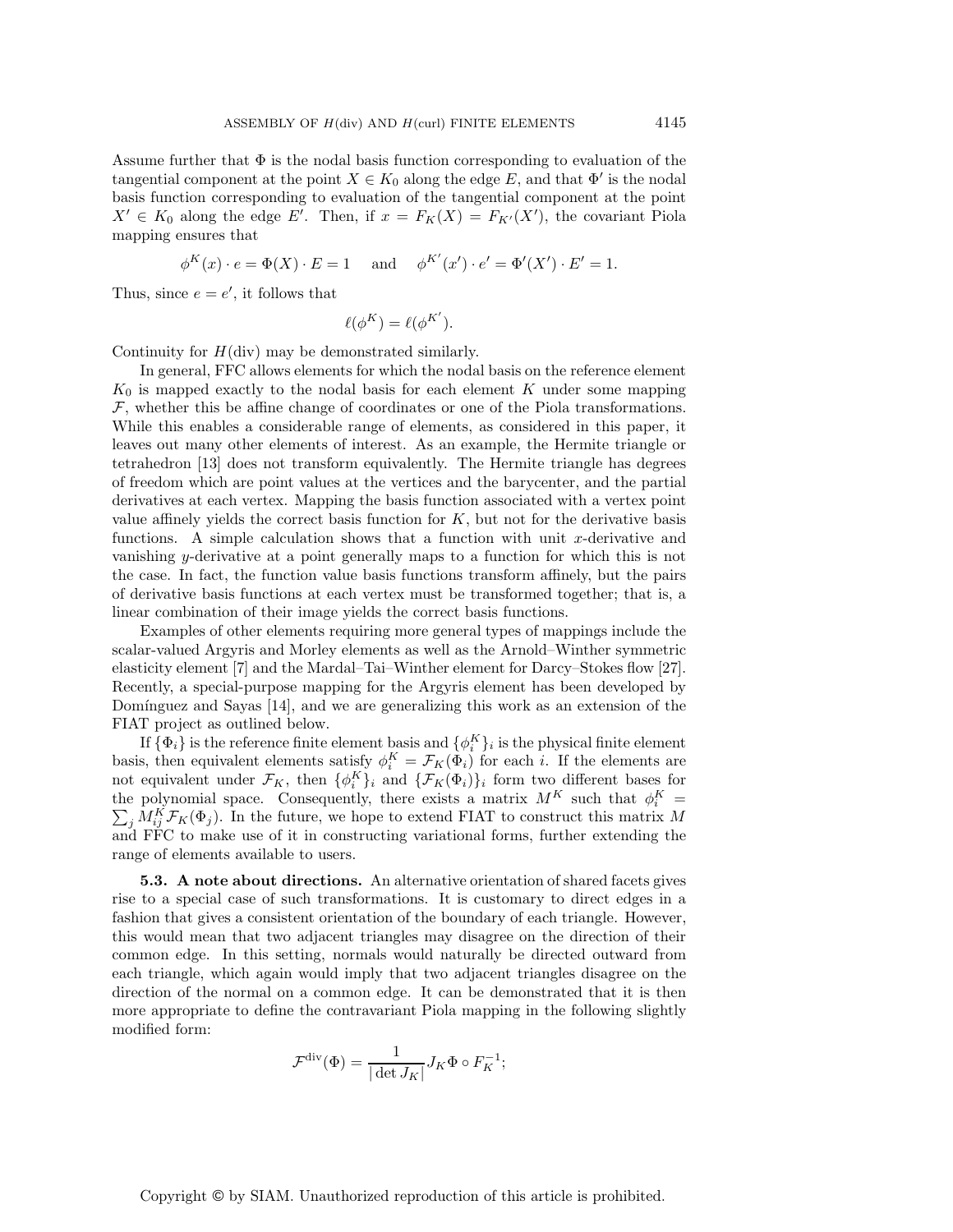Assume further that $\Phi$ is the nodal basis function corresponding to evaluation of the tangential component at the point $X \in K_0$ along the edge $E$, and that $\Phi'$ is the nodal basis function corresponding to evaluation of the tangential component at the point $X' \in K_0$ along the edge $E'$. Then, if $x = F_K(X) = F_{K'}(X')$, the covariant Piola mapping ensures that

$$\phi^K(x) \cdot e = \Phi(X) \cdot E = 1 \quad \text{and} \quad \phi^{K'}(x') \cdot e' = \Phi'(X') \cdot E' = 1.$$

Thus, since $e = e'$, it follows that

$$\ell(\phi^K) = \ell(\phi^{K'}).$$

Continuity for $H(\text{div})$ may be demonstrated similarly.

In general, FFC allows elements for which the nodal basis on the reference element $K_0$ is mapped exactly to the nodal basis for each element $K$ under some mapping $\mathcal{F}$, whether this be affine change of coordinates or one of the Piola transformations. While this enables a considerable range of elements, as considered in this paper, it leaves out many other elements of interest. As an example, the Hermite triangle or tetrahedron [13] does not transform equivalently. The Hermite triangle has degrees of freedom which are point values at the vertices and the barycenter, and the partial derivatives at each vertex. Mapping the basis function associated with a vertex point value affinely yields the correct basis function for $K$, but not for the derivative basis functions. A simple calculation shows that a function with unit $x$-derivative and vanishing $y$-derivative at a point generally maps to a function for which this is not the case. In fact, the function value basis functions transform affinely, but the pairs of derivative basis functions at each vertex must be transformed together; that is, a linear combination of their image yields the correct basis functions.

Examples of other elements requiring more general types of mappings include the scalar-valued Argyris and Morley elements as well as the Arnold–Winther symmetric elasticity element [7] and the Mardal–Tai–Winther element for Darcy–Stokes flow [27]. Recently, a special-purpose mapping for the Argyris element has been developed by Domínguez and Sayas [14], and we are generalizing this work as an extension of the FIAT project as outlined below.

If $\{\Phi_i\}$ is the reference finite element basis and $\{\phi_i^K\}_i$ is the physical finite element basis, then equivalent elements satisfy $\phi_i^K = \mathcal{F}_K(\Phi_i)$ for each $i$. If the elements are not equivalent under $\mathcal{F}_K$, then $\{\phi_i^K\}_i$ and $\{\mathcal{F}_K(\Phi_i)\}_i$ form two different bases for the polynomial space. Consequently, there exists a matrix $M^K$ such that $\phi_i^K = \sum_j M_{ij}^K \mathcal{F}_K(\Phi_j)$. In the future, we hope to extend FIAT to construct this matrix $M$ and FFC to make use of it in constructing variational forms, further extending the range of elements available to users.

**5.3. A note about directions.** An alternative orientation of shared facets gives rise to a special case of such transformations. It is customary to direct edges in a fashion that gives a consistent orientation of the boundary of each triangle. However, this would mean that two adjacent triangles may disagree on the direction of their common edge. In this setting, normals would naturally be directed outward from each triangle, which again would imply that two adjacent triangles disagree on the direction of the normal on a common edge. It can be demonstrated that it is then more appropriate to define the contravariant Piola mapping in the following slightly modified form:

$$\mathcal{F}^{\text{div}}(\Phi) = \frac{1}{|\det J_K|} J_K \Phi \circ F_K^{-1};$$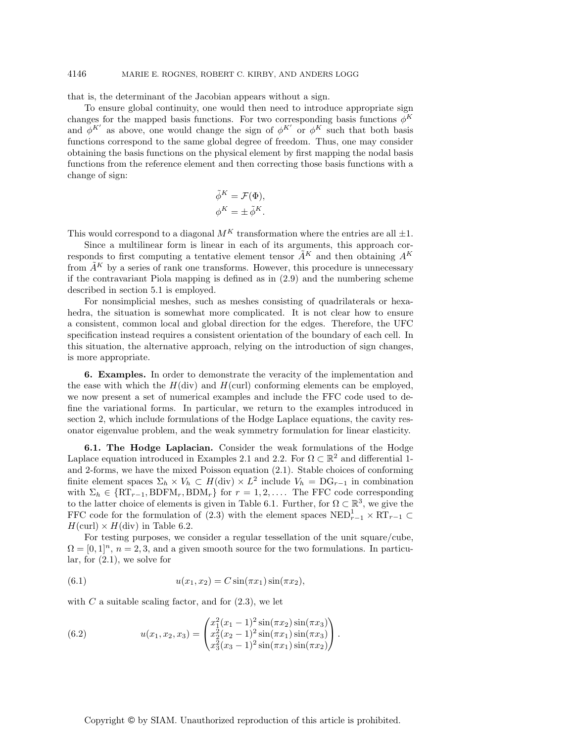that is, the determinant of the Jacobian appears without a sign.

To ensure global continuity, one would then need to introduce appropriate sign changes for the mapped basis functions. For two corresponding basis functions $\phi^K$ and $\phi^{K'}$ as above, one would change the sign of $\phi^{K'}$ or $\phi^K$ such that both basis functions correspond to the same global degree of freedom. Thus, one may consider obtaining the basis functions on the physical element by first mapping the nodal basis functions from the reference element and then correcting those basis functions with a change of sign:

$$\tilde{\phi}^K = \mathcal{F}(\Phi),$$
$$\phi^K = \pm\,\tilde{\phi}^K.$$

This would correspond to a diagonal $M^K$ transformation where the entries are all $\pm 1$.

Since a multilinear form is linear in each of its arguments, this approach corresponds to first computing a tentative element tensor $\tilde{A}^K$ and then obtaining $A^K$ from $\tilde{A}^K$ by a series of rank one transforms. However, this procedure is unnecessary if the contravariant Piola mapping is defined as in (2.9) and the numbering scheme described in section 5.1 is employed.

For nonsimplicial meshes, such as meshes consisting of quadrilaterals or hexahedra, the situation is somewhat more complicated. It is not clear how to ensure a consistent, common local and global direction for the edges. Therefore, the UFC specification instead requires a consistent orientation of the boundary of each cell. In this situation, the alternative approach, relying on the introduction of sign changes, is more appropriate.

## 6. Examples.

In order to demonstrate the veracity of the implementation and the ease with which the $H(\mathrm{div})$ and $H(\mathrm{curl})$ conforming elements can be employed, we now present a set of numerical examples and include the FFC code used to define the variational forms. In particular, we return to the examples introduced in section 2, which include formulations of the Hodge Laplace equations, the cavity resonator eigenvalue problem, and the weak symmetry formulation for linear elasticity.

### 6.1. The Hodge Laplacian.

Consider the weak formulations of the Hodge Laplace equation introduced in Examples 2.1 and 2.2. For $\Omega \subset \mathbb{R}^2$ and differential 1- and 2-forms, we have the mixed Poisson equation (2.1). Stable choices of conforming finite element spaces $\Sigma_h \times V_h \subset H(\mathrm{div}) \times L^2$ include $V_h = \mathrm{DG}_{r-1}$ in combination with $\Sigma_h \in \{\mathrm{RT}_{r-1}, \mathrm{BDFM}_r, \mathrm{BDM}_r\}$ for $r = 1, 2, \ldots$. The FFC code corresponding to the latter choice of elements is given in Table 6.1. Further, for $\Omega \subset \mathbb{R}^3$, we give the FFC code for the formulation of (2.3) with the element spaces $\mathrm{NED}^1_{r-1} \times \mathrm{RT}_{r-1} \subset H(\mathrm{curl}) \times H(\mathrm{div})$ in Table 6.2.

For testing purposes, we consider a regular tessellation of the unit square/cube, $\Omega = [0,1]^n$, $n = 2, 3$, and a given smooth source for the two formulations. In particular, for (2.1), we solve for

$$u(x_1, x_2) = C \sin(\pi x_1) \sin(\pi x_2), \tag{6.1}$$

with $C$ a suitable scaling factor, and for (2.3), we let

$$u(x_1, x_2, x_3) = \begin{pmatrix} x_1^2(x_1-1)^2 \sin(\pi x_2)\sin(\pi x_3) \\ x_2^2(x_2-1)^2 \sin(\pi x_1)\sin(\pi x_3) \\ x_3^2(x_3-1)^2 \sin(\pi x_1)\sin(\pi x_2) \end{pmatrix}. \tag{6.2}$$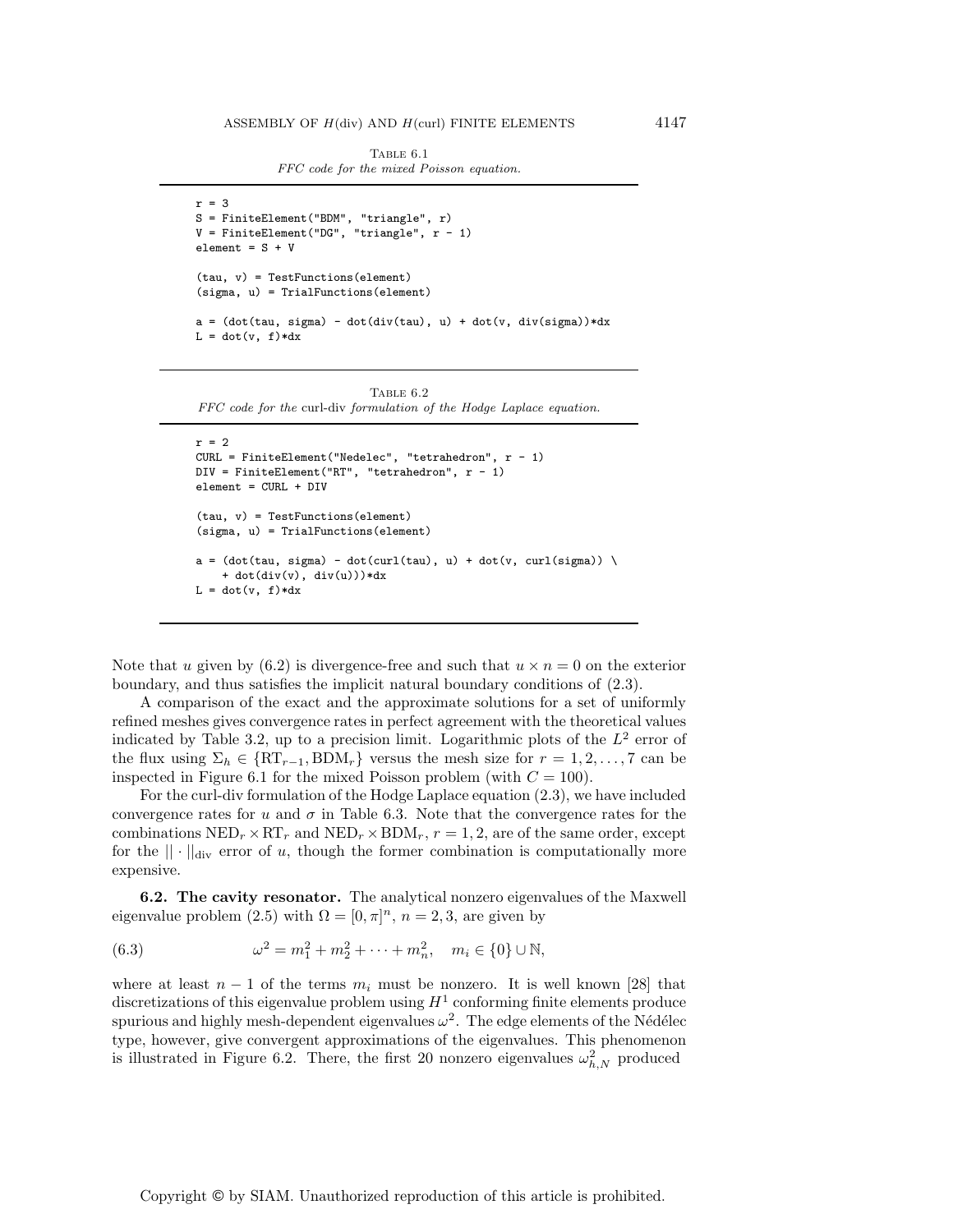TABLE 6.1
*FFC code for the mixed Poisson equation.*

```
r = 3
S = FiniteElement("BDM", "triangle", r)
V = FiniteElement("DG", "triangle", r - 1)
element = S + V

(tau, v) = TestFunctions(element)
(sigma, u) = TrialFunctions(element)

a = (dot(tau, sigma) - dot(div(tau), u) + dot(v, div(sigma))*dx
L = dot(v, f)*dx
```

TABLE 6.2
*FFC code for the* curl-div *formulation of the Hodge Laplace equation.*

```
r = 2
CURL = FiniteElement("Nedelec", "tetrahedron", r - 1)
DIV = FiniteElement("RT", "tetrahedron", r - 1)
element = CURL + DIV

(tau, v) = TestFunctions(element)
(sigma, u) = TrialFunctions(element)

a = (dot(tau, sigma) - dot(curl(tau), u) + dot(v, curl(sigma)) \
    + dot(div(v), div(u)))*dx
L = dot(v, f)*dx
```

Note that $u$ given by (6.2) is divergence-free and such that $u \times n = 0$ on the exterior boundary, and thus satisfies the implicit natural boundary conditions of (2.3).

A comparison of the exact and the approximate solutions for a set of uniformly refined meshes gives convergence rates in perfect agreement with the theoretical values indicated by Table 3.2, up to a precision limit. Logarithmic plots of the $L^2$ error of the flux using $\Sigma_h \in \{\mathrm{RT}_{r-1}, \mathrm{BDM}_r\}$ versus the mesh size for $r = 1, 2, \dots, 7$ can be inspected in Figure 6.1 for the mixed Poisson problem (with $C = 100$).

For the curl-div formulation of the Hodge Laplace equation (2.3), we have included convergence rates for $u$ and $\sigma$ in Table 6.3. Note that the convergence rates for the combinations $\mathrm{NED}_r \times \mathrm{RT}_r$ and $\mathrm{NED}_r \times \mathrm{BDM}_r$, $r = 1, 2$, are of the same order, except for the $|| \cdot ||_{\mathrm{div}}$ error of $u$, though the former combination is computationally more expensive.

**6.2. The cavity resonator.** The analytical nonzero eigenvalues of the Maxwell eigenvalue problem (2.5) with $\Omega = [0, \pi]^n$, $n = 2, 3$, are given by

$$\omega^2 = m_1^2 + m_2^2 + \cdots + m_n^2, \quad m_i \in \{0\} \cup \mathbb{N}, \tag{6.3}$$

where at least $n - 1$ of the terms $m_i$ must be nonzero. It is well known [28] that discretizations of this eigenvalue problem using $H^1$ conforming finite elements produce spurious and highly mesh-dependent eigenvalues $\omega^2$. The edge elements of the Nédélec type, however, give convergent approximations of the eigenvalues. This phenomenon is illustrated in Figure 6.2. There, the first 20 nonzero eigenvalues $\omega_{h,N}^2$ produced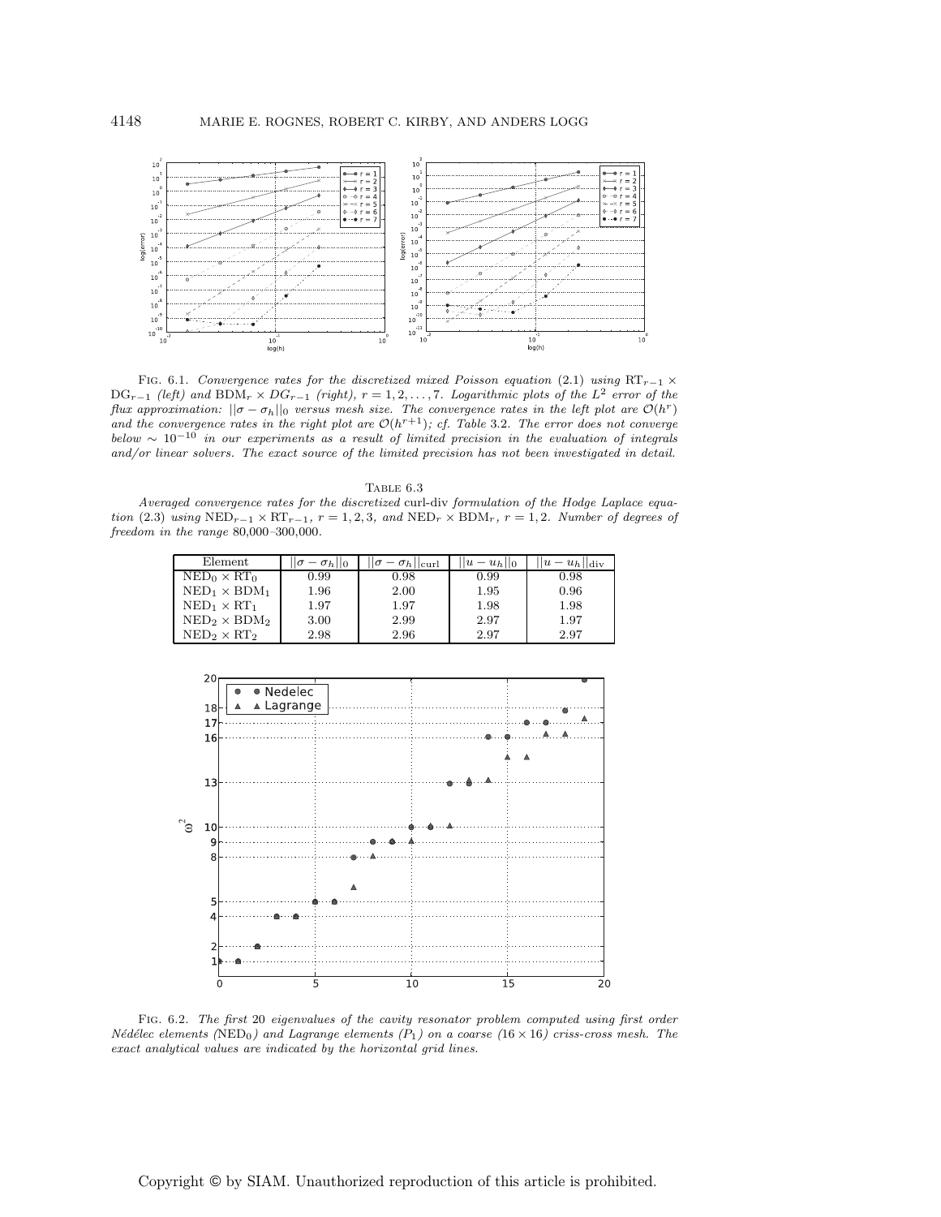Fig. 6.1. *Convergence rates for the discretized mixed Poisson equation* (2.1) *using* $\mathrm{RT}_{r-1} \times \mathrm{DG}_{r-1}$ *(left) and* $\mathrm{BDM}_r \times DG_{r-1}$ *(right),* $r = 1, 2, \ldots, 7$*. Logarithmic plots of the* $L^2$ *error of the flux approximation:* $||\sigma - \sigma_h||_0$ *versus mesh size. The convergence rates in the left plot are* $\mathcal{O}(h^r)$ *and the convergence rates in the right plot are* $\mathcal{O}(h^{r+1})$*; cf. Table* 3.2*. The error does not converge below* $\sim 10^{-10}$ *in our experiments as a result of limited precision in the evaluation of integrals and/or linear solvers. The exact source of the limited precision has not been investigated in detail.*

Table 6.3

*Averaged convergence rates for the discretized* curl-div *formulation of the Hodge Laplace equation* (2.3) *using* $\mathrm{NED}_{r-1} \times \mathrm{RT}_{r-1}$, $r = 1, 2, 3$, *and* $\mathrm{NED}_r \times \mathrm{BDM}_r$, $r = 1, 2$*. Number of degrees of freedom in the range* 80,000–300,000*.*

| Element | $\|\|\sigma - \sigma_h\|\|_0$ | $\|\|\sigma - \sigma_h\|\|_{\mathrm{curl}}$ | $\|\|u - u_h\|\|_0$ | $\|\|u - u_h\|\|_{\mathrm{div}}$ |
|---|---|---|---|---|
| $\mathrm{NED}_0 \times \mathrm{RT}_0$ | 0.99 | 0.98 | 0.99 | 0.98 |
| $\mathrm{NED}_1 \times \mathrm{BDM}_1$ | 1.96 | 2.00 | 1.95 | 0.96 |
| $\mathrm{NED}_1 \times \mathrm{RT}_1$ | 1.97 | 1.97 | 1.98 | 1.98 |
| $\mathrm{NED}_2 \times \mathrm{BDM}_2$ | 3.00 | 2.99 | 2.97 | 1.97 |
| $\mathrm{NED}_2 \times \mathrm{RT}_2$ | 2.98 | 2.96 | 2.97 | 2.97 |

Fig. 6.2. *The first* 20 *eigenvalues of the cavity resonator problem computed using first order Nédélec elements (*$\mathrm{NED}_0$*) and Lagrange elements (*$P_1$*) on a coarse (*$16 \times 16$*) criss-cross mesh. The exact analytical values are indicated by the horizontal grid lines.*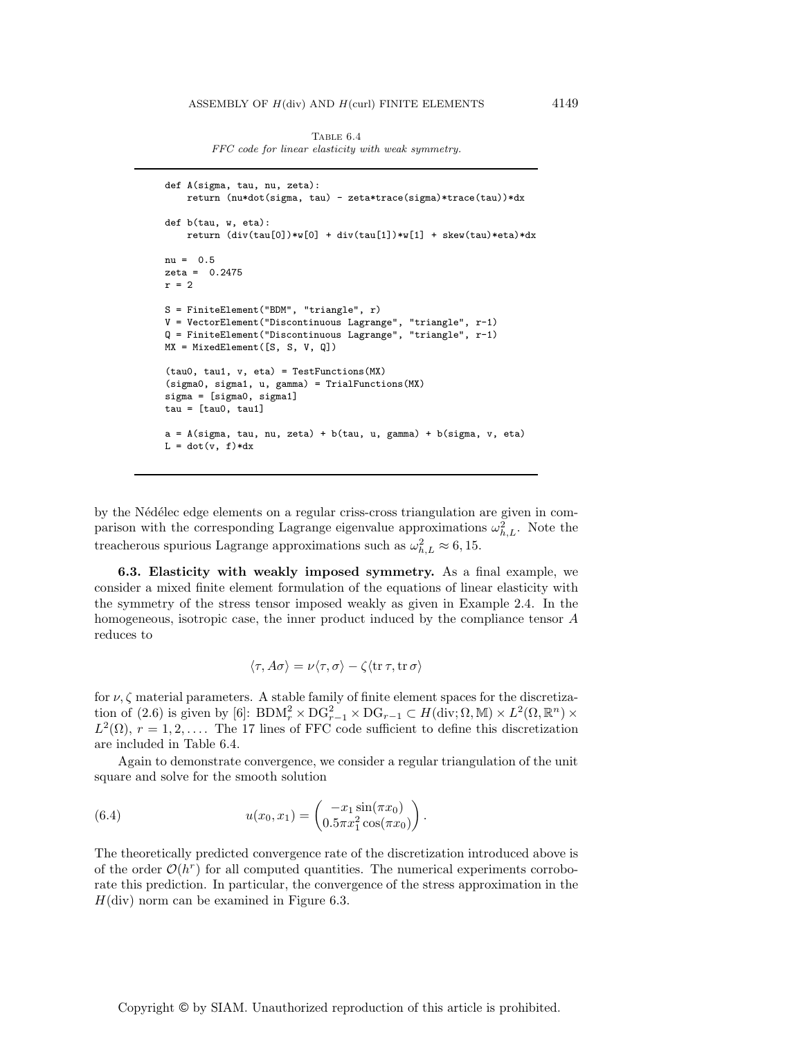Table 6.4

*FFC code for linear elasticity with weak symmetry.*

```
def A(sigma, tau, nu, zeta):
    return (nu*dot(sigma, tau) - zeta*trace(sigma)*trace(tau))*dx

def b(tau, w, eta):
    return (div(tau[0])*w[0] + div(tau[1])*w[1] + skew(tau)*eta)*dx

nu =  0.5
zeta =  0.2475
r = 2

S = FiniteElement("BDM", "triangle", r)
V = VectorElement("Discontinuous Lagrange", "triangle", r-1)
Q = FiniteElement("Discontinuous Lagrange", "triangle", r-1)
MX = MixedElement([S, S, V, Q])

(tau0, tau1, v, eta) = TestFunctions(MX)
(sigma0, sigma1, u, gamma) = TrialFunctions(MX)
sigma = [sigma0, sigma1]
tau = [tau0, tau1]

a = A(sigma, tau, nu, zeta) + b(tau, u, gamma) + b(sigma, v, eta)
L = dot(v, f)*dx
```

by the Nédélec edge elements on a regular criss-cross triangulation are given in comparison with the corresponding Lagrange eigenvalue approximations $\omega_{h,L}^2$. Note the treacherous spurious Lagrange approximations such as $\omega_{h,L}^2 \approx 6, 15$.

**6.3. Elasticity with weakly imposed symmetry.** As a final example, we consider a mixed finite element formulation of the equations of linear elasticity with the symmetry of the stress tensor imposed weakly as given in Example 2.4. In the homogeneous, isotropic case, the inner product induced by the compliance tensor $A$ reduces to

$$\langle \tau, A\sigma \rangle = \nu \langle \tau, \sigma \rangle - \zeta \langle \operatorname{tr} \tau, \operatorname{tr} \sigma \rangle$$

for $\nu, \zeta$ material parameters. A stable family of finite element spaces for the discretization of (2.6) is given by [6]: $\mathrm{BDM}_r^2 \times \mathrm{DG}_{r-1}^2 \times \mathrm{DG}_{r-1} \subset H(\mathrm{div}; \Omega, \mathbb{M}) \times L^2(\Omega, \mathbb{R}^n) \times L^2(\Omega)$, $r = 1, 2, \ldots$. The 17 lines of FFC code sufficient to define this discretization are included in Table 6.4.

Again to demonstrate convergence, we consider a regular triangulation of the unit square and solve for the smooth solution

$$u(x_0, x_1) = \begin{pmatrix} -x_1 \sin(\pi x_0) \\ 0.5\pi x_1^2 \cos(\pi x_0) \end{pmatrix}. \tag{6.4}$$

The theoretically predicted convergence rate of the discretization introduced above is of the order $\mathcal{O}(h^r)$ for all computed quantities. The numerical experiments corroborate this prediction. In particular, the convergence of the stress approximation in the $H(\mathrm{div})$ norm can be examined in Figure 6.3.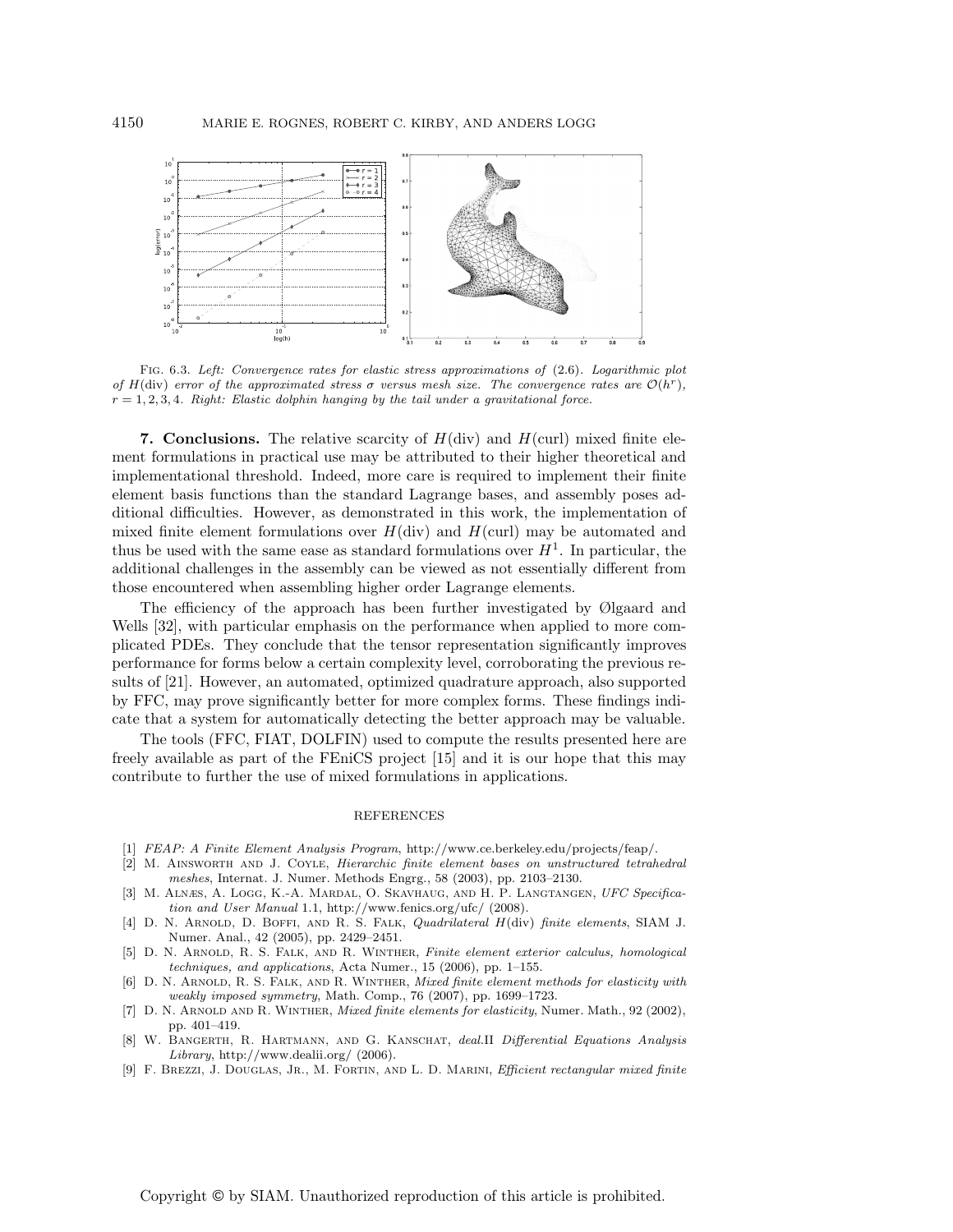Fig. 6.3. *Left: Convergence rates for elastic stress approximations of* (2.6)*. Logarithmic plot of $H(\text{div})$ error of the approximated stress $\sigma$ versus mesh size. The convergence rates are $\mathcal{O}(h^r)$, $r = 1, 2, 3, 4$. Right: Elastic dolphin hanging by the tail under a gravitational force.*

**7. Conclusions.** The relative scarcity of $H(\text{div})$ and $H(\text{curl})$ mixed finite element formulations in practical use may be attributed to their higher theoretical and implementational threshold. Indeed, more care is required to implement their finite element basis functions than the standard Lagrange bases, and assembly poses additional difficulties. However, as demonstrated in this work, the implementation of mixed finite element formulations over $H(\text{div})$ and $H(\text{curl})$ may be automated and thus be used with the same ease as standard formulations over $H^1$. In particular, the additional challenges in the assembly can be viewed as not essentially different from those encountered when assembling higher order Lagrange elements.

The efficiency of the approach has been further investigated by Ølgaard and Wells [32], with particular emphasis on the performance when applied to more complicated PDEs. They conclude that the tensor representation significantly improves performance for forms below a certain complexity level, corroborating the previous results of [21]. However, an automated, optimized quadrature approach, also supported by FFC, may prove significantly better for more complex forms. These findings indicate that a system for automatically detecting the better approach may be valuable.

The tools (FFC, FIAT, DOLFIN) used to compute the results presented here are freely available as part of the FEniCS project [15] and it is our hope that this may contribute to further the use of mixed formulations in applications.

## REFERENCES

[1] *FEAP: A Finite Element Analysis Program*, http://www.ce.berkeley.edu/projects/feap/.

[2] M. Ainsworth and J. Coyle, *Hierarchic finite element bases on unstructured tetrahedral meshes*, Internat. J. Numer. Methods Engrg., 58 (2003), pp. 2103–2130.

[3] M. Alnæs, A. Logg, K.-A. Mardal, O. Skavhaug, and H. P. Langtangen, *UFC Specification and User Manual* 1.1, http://www.fenics.org/ufc/ (2008).

[4] D. N. Arnold, D. Boffi, and R. S. Falk, *Quadrilateral $H(\text{div})$ finite elements*, SIAM J. Numer. Anal., 42 (2005), pp. 2429–2451.

[5] D. N. Arnold, R. S. Falk, and R. Winther, *Finite element exterior calculus, homological techniques, and applications*, Acta Numer., 15 (2006), pp. 1–155.

[6] D. N. Arnold, R. S. Falk, and R. Winther, *Mixed finite element methods for elasticity with weakly imposed symmetry*, Math. Comp., 76 (2007), pp. 1699–1723.

[7] D. N. Arnold and R. Winther, *Mixed finite elements for elasticity*, Numer. Math., 92 (2002), pp. 401–419.

[8] W. Bangerth, R. Hartmann, and G. Kanschat, *deal.II Differential Equations Analysis Library*, http://www.dealii.org/ (2006).

[9] F. Brezzi, J. Douglas, Jr., M. Fortin, and L. D. Marini, *Efficient rectangular mixed finite*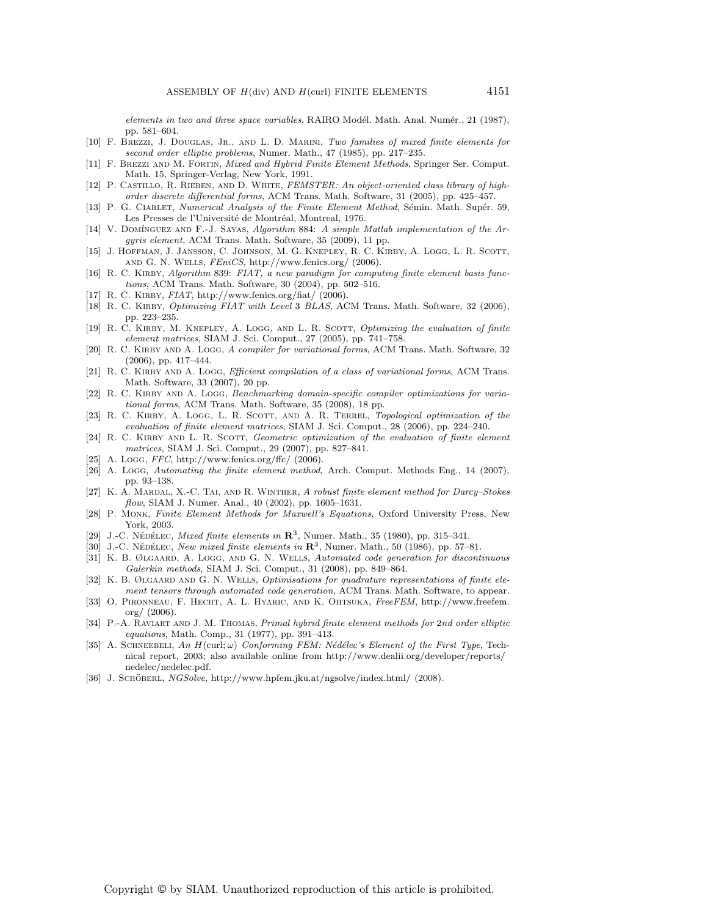*elements in two and three space variables*, RAIRO Modél. Math. Anal. Numér., 21 (1987), pp. 581–604.

[10] F. Brezzi, J. Douglas, Jr., and L. D. Marini, *Two families of mixed finite elements for second order elliptic problems*, Numer. Math., 47 (1985), pp. 217–235.

[11] F. Brezzi and M. Fortin, *Mixed and Hybrid Finite Element Methods*, Springer Ser. Comput. Math. 15, Springer-Verlag, New York, 1991.

[12] P. Castillo, R. Rieben, and D. White, *FEMSTER: An object-oriented class library of high-order discrete differential forms*, ACM Trans. Math. Software, 31 (2005), pp. 425–457.

[13] P. G. Ciarlet, *Numerical Analysis of the Finite Element Method*, Sémin. Math. Supér. 59, Les Presses de l'Université de Montréal, Montreal, 1976.

[14] V. Domínguez and F.-J. Sayas, *Algorithm* 884*: A simple Matlab implementation of the Argyris element*, ACM Trans. Math. Software, 35 (2009), 11 pp.

[15] J. Hoffman, J. Jansson, C. Johnson, M. G. Knepley, R. C. Kirby, A. Logg, L. R. Scott, and G. N. Wells, *FEniCS*, http://www.fenics.org/ (2006).

[16] R. C. Kirby, *Algorithm* 839*: FIAT, a new paradigm for computing finite element basis functions*, ACM Trans. Math. Software, 30 (2004), pp. 502–516.

[17] R. C. Kirby, *FIAT*, http://www.fenics.org/fiat/ (2006).

[18] R. C. Kirby, *Optimizing FIAT with Level* 3 *BLAS*, ACM Trans. Math. Software, 32 (2006), pp. 223–235.

[19] R. C. Kirby, M. Knepley, A. Logg, and L. R. Scott, *Optimizing the evaluation of finite element matrices*, SIAM J. Sci. Comput., 27 (2005), pp. 741–758.

[20] R. C. Kirby and A. Logg, *A compiler for variational forms*, ACM Trans. Math. Software, 32 (2006), pp. 417–444.

[21] R. C. Kirby and A. Logg, *Efficient compilation of a class of variational forms*, ACM Trans. Math. Software, 33 (2007), 20 pp.

[22] R. C. Kirby and A. Logg, *Benchmarking domain-specific compiler optimizations for variational forms*, ACM Trans. Math. Software, 35 (2008), 18 pp.

[23] R. C. Kirby, A. Logg, L. R. Scott, and A. R. Terrel, *Topological optimization of the evaluation of finite element matrices*, SIAM J. Sci. Comput., 28 (2006), pp. 224–240.

[24] R. C. Kirby and L. R. Scott, *Geometric optimization of the evaluation of finite element matrices*, SIAM J. Sci. Comput., 29 (2007), pp. 827–841.

[25] A. Logg, *FFC*, http://www.fenics.org/ffc/ (2006).

[26] A. Logg, *Automating the finite element method*, Arch. Comput. Methods Eng., 14 (2007), pp. 93–138.

[27] K. A. Mardal, X.-C. Tai, and R. Winther, *A robust finite element method for Darcy–Stokes flow*, SIAM J. Numer. Anal., 40 (2002), pp. 1605–1631.

[28] P. Monk, *Finite Element Methods for Maxwell's Equations*, Oxford University Press, New York, 2003.

[29] J.-C. Nédélec, *Mixed finite elements in* $\mathbf{R}^3$, Numer. Math., 35 (1980), pp. 315–341.

[30] J.-C. Nédélec, *New mixed finite elements in* $\mathbf{R}^3$, Numer. Math., 50 (1986), pp. 57–81.

[31] K. B. Ølgaard, A. Logg, and G. N. Wells, *Automated code generation for discontinuous Galerkin methods*, SIAM J. Sci. Comput., 31 (2008), pp. 849–864.

[32] K. B. Ølgaard and G. N. Wells, *Optimisations for quadrature representations of finite element tensors through automated code generation*, ACM Trans. Math. Software, to appear.

[33] O. Pironneau, F. Hecht, A. L. Hyaric, and K. Ohtsuka, *FreeFEM*, http://www.freefem.org/ (2006).

[34] P.-A. Raviart and J. M. Thomas, *Primal hybrid finite element methods for* 2*nd order elliptic equations*, Math. Comp., 31 (1977), pp. 391–413.

[35] A. Schneebeli, *An* $H(\mathrm{curl};\omega)$ *Conforming FEM: Nédélec's Element of the First Type*, Technical report, 2003; also available online from http://www.dealii.org/developer/reports/nedelec/nedelec.pdf.

[36] J. Schöberl, *NGSolve*, http://www.hpfem.jku.at/ngsolve/index.html/ (2008).